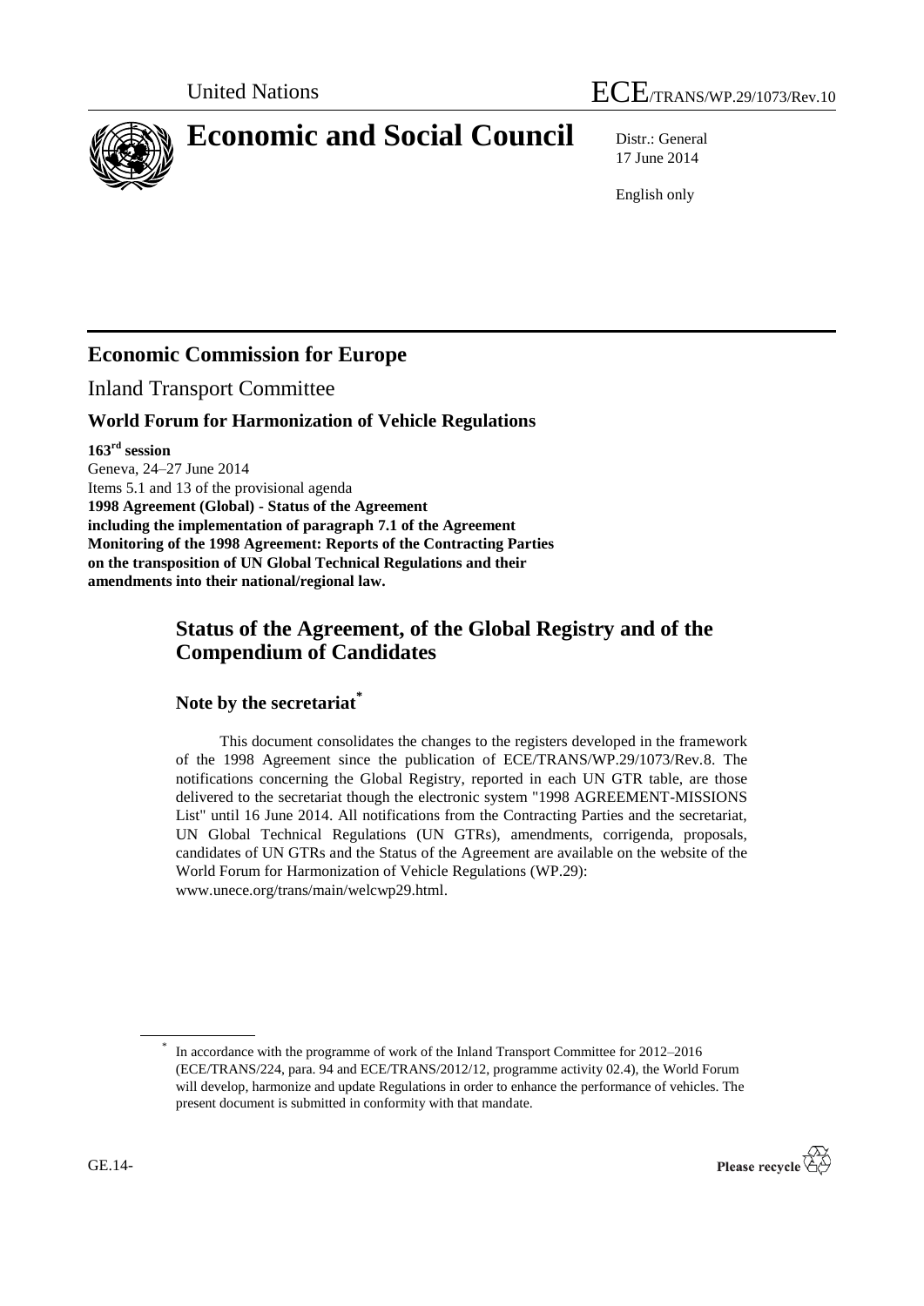United Nations

ECE/TRANS/WP.29/1073/Rev.10

# Economic and Social Council

Distr.: General
17 June 2014

English only

## Economic Commission for Europe

Inland Transport Committee

### World Forum for Harmonization of Vehicle Regulations

**163rd session**
Geneva, 24–27 June 2014
Items 5.1 and 13 of the provisional agenda
**1998 Agreement (Global) - Status of the Agreement including the implementation of paragraph 7.1 of the Agreement**
**Monitoring of the 1998 Agreement: Reports of the Contracting Parties on the transposition of UN Global Technical Regulations and their amendments into their national/regional law.**

## Status of the Agreement, of the Global Registry and of the Compendium of Candidates

### Note by the secretariat*

This document consolidates the changes to the registers developed in the framework of the 1998 Agreement since the publication of ECE/TRANS/WP.29/1073/Rev.8. The notifications concerning the Global Registry, reported in each UN GTR table, are those delivered to the secretariat though the electronic system "1998 AGREEMENT-MISSIONS List" until 16 June 2014. All notifications from the Contracting Parties and the secretariat, UN Global Technical Regulations (UN GTRs), amendments, corrigenda, proposals, candidates of UN GTRs and the Status of the Agreement are available on the website of the World Forum for Harmonization of Vehicle Regulations (WP.29): www.unece.org/trans/main/welcwp29.html.

* In accordance with the programme of work of the Inland Transport Committee for 2012–2016 (ECE/TRANS/224, para. 94 and ECE/TRANS/2012/12, programme activity 02.4), the World Forum will develop, harmonize and update Regulations in order to enhance the performance of vehicles. The present document is submitted in conformity with that mandate.

GE.14-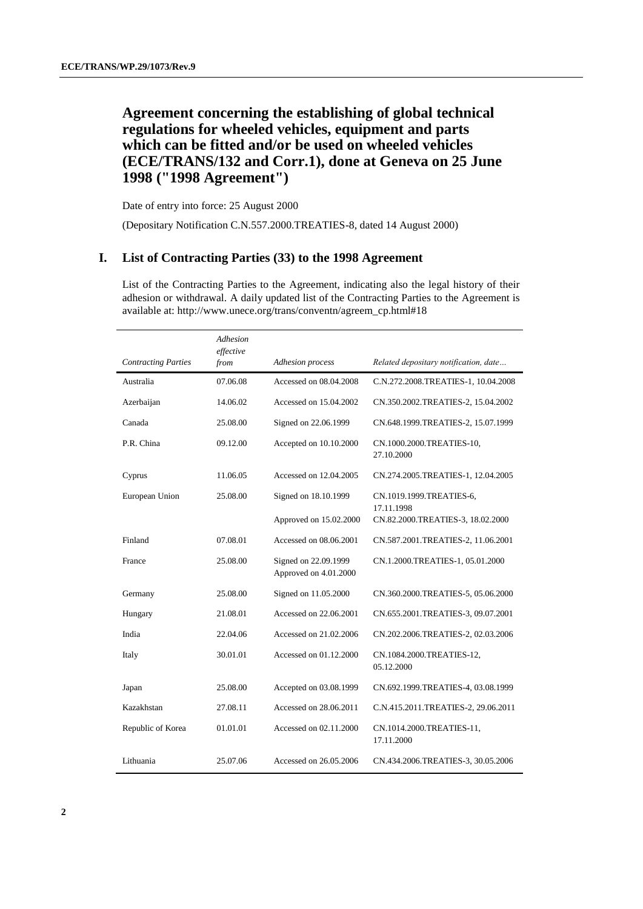## Agreement concerning the establishing of global technical regulations for wheeled vehicles, equipment and parts which can be fitted and/or be used on wheeled vehicles (ECE/TRANS/132 and Corr.1), done at Geneva on 25 June 1998 ("1998 Agreement")

Date of entry into force: 25 August 2000

(Depositary Notification C.N.557.2000.TREATIES-8, dated 14 August 2000)

## I. List of Contracting Parties (33) to the 1998 Agreement

List of the Contracting Parties to the Agreement, indicating also the legal history of their adhesion or withdrawal. A daily updated list of the Contracting Parties to the Agreement is available at: http://www.unece.org/trans/conventn/agreem_cp.html#18

| *Contracting Parties* | *Adhesion effective from* | *Adhesion process* | *Related depositary notification, date…* |
|---|---|---|---|
| Australia | 07.06.08 | Accessed on 08.04.2008 | C.N.272.2008.TREATIES-1, 10.04.2008 |
| Azerbaijan | 14.06.02 | Accessed on 15.04.2002 | CN.350.2002.TREATIES-2, 15.04.2002 |
| Canada | 25.08.00 | Signed on 22.06.1999 | CN.648.1999.TREATIES-2, 15.07.1999 |
| P.R. China | 09.12.00 | Accepted on 10.10.2000 | CN.1000.2000.TREATIES-10, 27.10.2000 |
| Cyprus | 11.06.05 | Accessed on 12.04.2005 | CN.274.2005.TREATIES-1, 12.04.2005 |
| European Union | 25.08.00 | Signed on 18.10.1999 | CN.1019.1999.TREATIES-6, 17.11.1998 |
| | | Approved on 15.02.2000 | CN.82.2000.TREATIES-3, 18.02.2000 |
| Finland | 07.08.01 | Accessed on 08.06.2001 | CN.587.2001.TREATIES-2, 11.06.2001 |
| France | 25.08.00 | Signed on 22.09.1999<br>Approved on 4.01.2000 | CN.1.2000.TREATIES-1, 05.01.2000 |
| Germany | 25.08.00 | Signed on 11.05.2000 | CN.360.2000.TREATIES-5, 05.06.2000 |
| Hungary | 21.08.01 | Accessed on 22.06.2001 | CN.655.2001.TREATIES-3, 09.07.2001 |
| India | 22.04.06 | Accessed on 21.02.2006 | CN.202.2006.TREATIES-2, 02.03.2006 |
| Italy | 30.01.01 | Accessed on 01.12.2000 | CN.1084.2000.TREATIES-12, 05.12.2000 |
| Japan | 25.08.00 | Accepted on 03.08.1999 | CN.692.1999.TREATIES-4, 03.08.1999 |
| Kazakhstan | 27.08.11 | Accessed on 28.06.2011 | C.N.415.2011.TREATIES-2, 29.06.2011 |
| Republic of Korea | 01.01.01 | Accessed on 02.11.2000 | CN.1014.2000.TREATIES-11, 17.11.2000 |
| Lithuania | 25.07.06 | Accessed on 26.05.2006 | CN.434.2006.TREATIES-3, 30.05.2006 |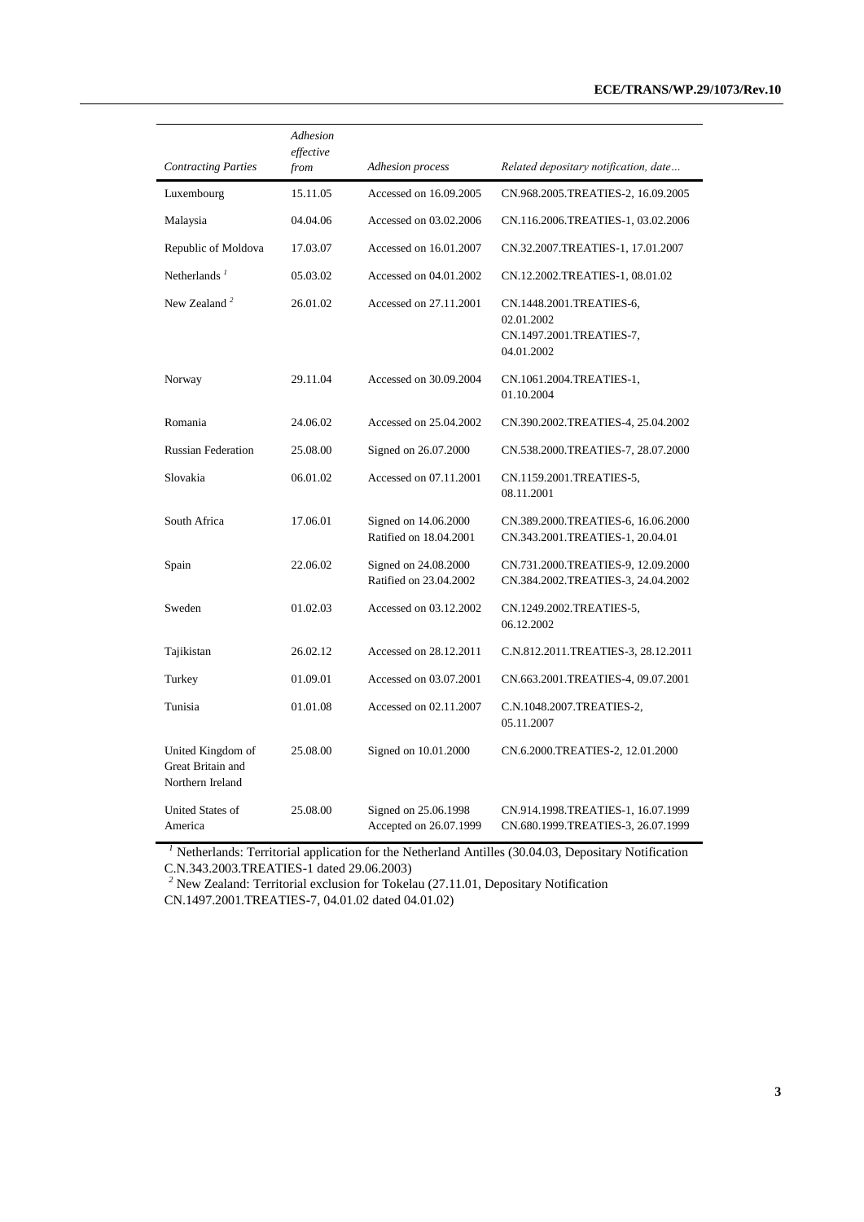| *Contracting Parties* | *Adhesion effective from* | *Adhesion process* | *Related depositary notification, date…* |
|---|---|---|---|
| Luxembourg | 15.11.05 | Accessed on 16.09.2005 | CN.968.2005.TREATIES-2, 16.09.2005 |
| Malaysia | 04.04.06 | Accessed on 03.02.2006 | CN.116.2006.TREATIES-1, 03.02.2006 |
| Republic of Moldova | 17.03.07 | Accessed on 16.01.2007 | CN.32.2007.TREATIES-1, 17.01.2007 |
| Netherlands [1] | 05.03.02 | Accessed on 04.01.2002 | CN.12.2002.TREATIES-1, 08.01.02 |
| New Zealand [2] | 26.01.02 | Accessed on 27.11.2001 | CN.1448.2001.TREATIES-6, 02.01.2002 CN.1497.2001.TREATIES-7, 04.01.2002 |
| Norway | 29.11.04 | Accessed on 30.09.2004 | CN.1061.2004.TREATIES-1, 01.10.2004 |
| Romania | 24.06.02 | Accessed on 25.04.2002 | CN.390.2002.TREATIES-4, 25.04.2002 |
| Russian Federation | 25.08.00 | Signed on 26.07.2000 | CN.538.2000.TREATIES-7, 28.07.2000 |
| Slovakia | 06.01.02 | Accessed on 07.11.2001 | CN.1159.2001.TREATIES-5, 08.11.2001 |
| South Africa | 17.06.01 | Signed on 14.06.2000 Ratified on 18.04.2001 | CN.389.2000.TREATIES-6, 16.06.2000 CN.343.2001.TREATIES-1, 20.04.01 |
| Spain | 22.06.02 | Signed on 24.08.2000 Ratified on 23.04.2002 | CN.731.2000.TREATIES-9, 12.09.2000 CN.384.2002.TREATIES-3, 24.04.2002 |
| Sweden | 01.02.03 | Accessed on 03.12.2002 | CN.1249.2002.TREATIES-5, 06.12.2002 |
| Tajikistan | 26.02.12 | Accessed on 28.12.2011 | C.N.812.2011.TREATIES-3, 28.12.2011 |
| Turkey | 01.09.01 | Accessed on 03.07.2001 | CN.663.2001.TREATIES-4, 09.07.2001 |
| Tunisia | 01.01.08 | Accessed on 02.11.2007 | C.N.1048.2007.TREATIES-2, 05.11.2007 |
| United Kingdom of Great Britain and Northern Ireland | 25.08.00 | Signed on 10.01.2000 | CN.6.2000.TREATIES-2, 12.01.2000 |
| United States of America | 25.08.00 | Signed on 25.06.1998 Accepted on 26.07.1999 | CN.914.1998.TREATIES-1, 16.07.1999 CN.680.1999.TREATIES-3, 26.07.1999 |

[1] Netherlands: Territorial application for the Netherland Antilles (30.04.03, Depositary Notification C.N.343.2003.TREATIES-1 dated 29.06.2003)

[2] New Zealand: Territorial exclusion for Tokelau (27.11.01, Depositary Notification CN.1497.2001.TREATIES-7, 04.01.02 dated 04.01.02)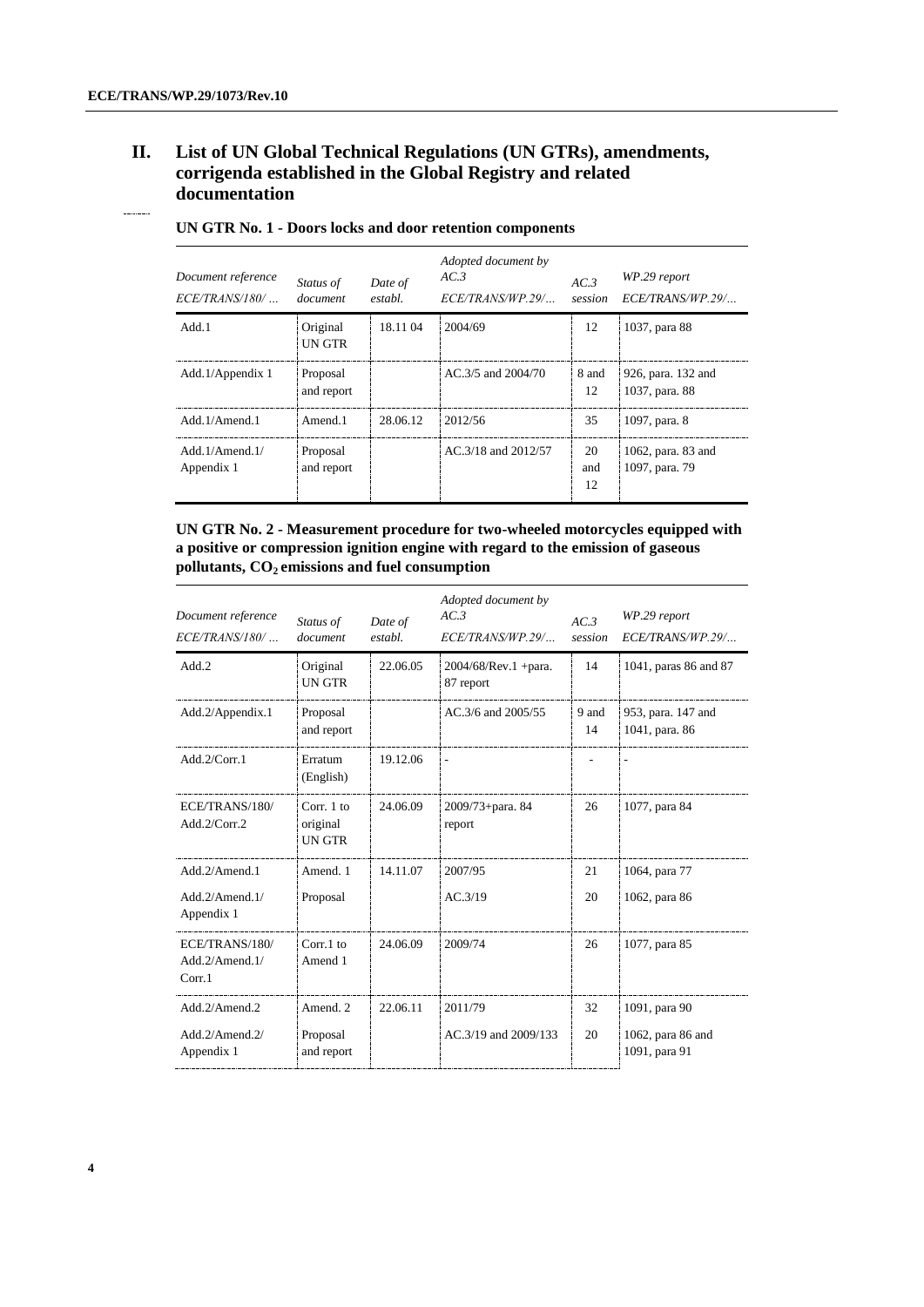## II. List of UN Global Technical Regulations (UN GTRs), amendments, corrigenda established in the Global Registry and related documentation

### UN GTR No. 1 - Doors locks and door retention components

| *Document reference ECE/TRANS/180/ ...* | *Status of document* | *Date of establ.* | *Adopted document by AC.3 ECE/TRANS/WP.29/...* | *AC.3 session* | *WP.29 report ECE/TRANS/WP.29/...* |
|---|---|---|---|---|---|
| Add.1 | Original UN GTR | 18.11 04 | 2004/69 | 12 | 1037, para 88 |
| Add.1/Appendix 1 | Proposal and report | | AC.3/5 and 2004/70 | 8 and 12 | 926, para. 132 and 1037, para. 88 |
| Add.1/Amend.1 | Amend.1 | 28.06.12 | 2012/56 | 35 | 1097, para. 8 |
| Add.1/Amend.1/ Appendix 1 | Proposal and report | | AC.3/18 and 2012/57 | 20 and 12 | 1062, para. 83 and 1097, para. 79 |

### UN GTR No. 2 - Measurement procedure for two-wheeled motorcycles equipped with a positive or compression ignition engine with regard to the emission of gaseous pollutants, $CO_2$ emissions and fuel consumption

| *Document reference ECE/TRANS/180/ ...* | *Status of document* | *Date of establ.* | *Adopted document by AC.3 ECE/TRANS/WP.29/...* | *AC.3 session* | *WP.29 report ECE/TRANS/WP.29/...* |
|---|---|---|---|---|---|
| Add.2 | Original UN GTR | 22.06.05 | 2004/68/Rev.1 +para. 87 report | 14 | 1041, paras 86 and 87 |
| Add.2/Appendix.1 | Proposal and report | | AC.3/6 and 2005/55 | 9 and 14 | 953, para. 147 and 1041, para. 86 |
| Add.2/Corr.1 | Erratum (English) | 19.12.06 | - | - | - |
| ECE/TRANS/180/ Add.2/Corr.2 | Corr. 1 to original UN GTR | 24.06.09 | 2009/73+para. 84 report | 26 | 1077, para 84 |
| Add.2/Amend.1 | Amend. 1 | 14.11.07 | 2007/95 | 21 | 1064, para 77 |
| Add.2/Amend.1/ Appendix 1 | Proposal | | AC.3/19 | 20 | 1062, para 86 |
| ECE/TRANS/180/ Add.2/Amend.1/ Corr.1 | Corr.1 to Amend 1 | 24.06.09 | 2009/74 | 26 | 1077, para 85 |
| Add.2/Amend.2 | Amend. 2 | 22.06.11 | 2011/79 | 32 | 1091, para 90 |
| Add.2/Amend.2/ Appendix 1 | Proposal and report | | AC.3/19 and 2009/133 | 20 | 1062, para 86 and 1091, para 91 |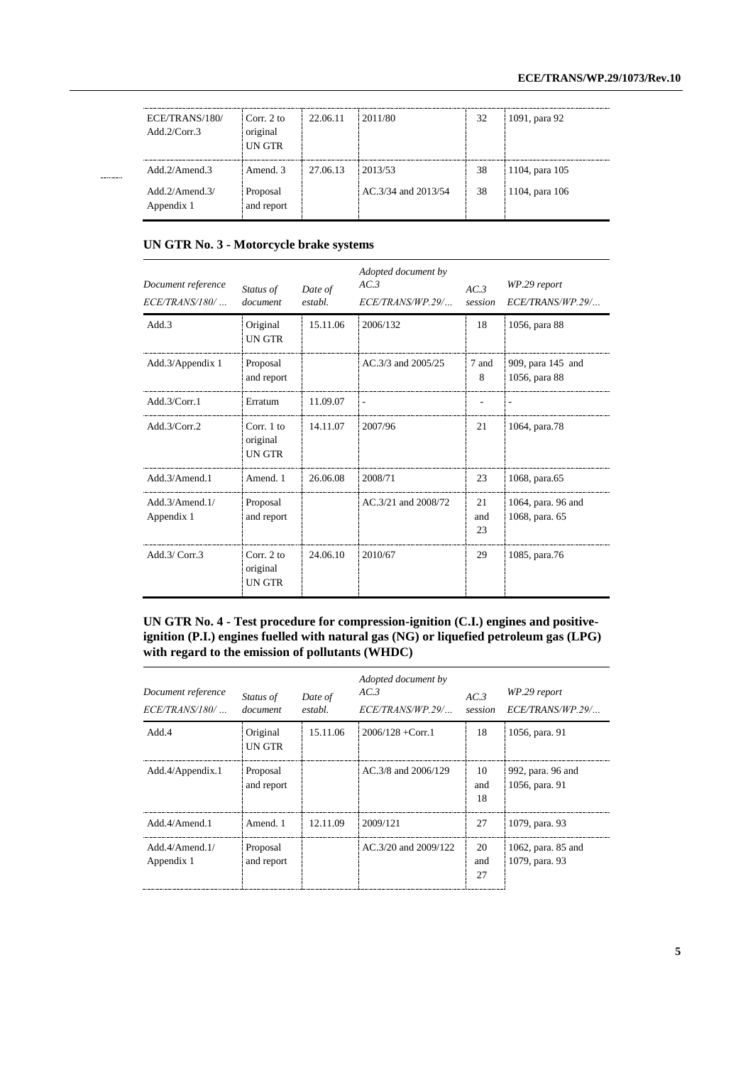| | | | | | |
|---|---|---|---|---|---|
| ECE/TRANS/180/ Add.2/Corr.3 | Corr. 2 to original UN GTR | 22.06.11 | 2011/80 | 32 | 1091, para 92 |
| Add.2/Amend.3 | Amend. 3 | 27.06.13 | 2013/53 | 38 | 1104, para 105 |
| Add.2/Amend.3/ Appendix 1 | Proposal and report | | AC.3/34 and 2013/54 | 38 | 1104, para 106 |

## UN GTR No. 3 - Motorcycle brake systems

| *Document reference ECE/TRANS/180/ ...* | *Status of document* | *Date of establ.* | *Adopted document by AC.3 ECE/TRANS/WP.29/...* | *AC.3 session* | *WP.29 report ECE/TRANS/WP.29/...* |
|---|---|---|---|---|---|
| Add.3 | Original UN GTR | 15.11.06 | 2006/132 | 18 | 1056, para 88 |
| Add.3/Appendix 1 | Proposal and report | | AC.3/3 and 2005/25 | 7 and 8 | 909, para 145 and 1056, para 88 |
| Add.3/Corr.1 | Erratum | 11.09.07 | - | - | - |
| Add.3/Corr.2 | Corr. 1 to original UN GTR | 14.11.07 | 2007/96 | 21 | 1064, para.78 |
| Add.3/Amend.1 | Amend. 1 | 26.06.08 | 2008/71 | 23 | 1068, para.65 |
| Add.3/Amend.1/ Appendix 1 | Proposal and report | | AC.3/21 and 2008/72 | 21 and 23 | 1064, para. 96 and 1068, para. 65 |
| Add.3/ Corr.3 | Corr. 2 to original UN GTR | 24.06.10 | 2010/67 | 29 | 1085, para.76 |

## UN GTR No. 4 - Test procedure for compression-ignition (C.I.) engines and positive-ignition (P.I.) engines fuelled with natural gas (NG) or liquefied petroleum gas (LPG) with regard to the emission of pollutants (WHDC)

| *Document reference ECE/TRANS/180/ ...* | *Status of document* | *Date of establ.* | *Adopted document by AC.3 ECE/TRANS/WP.29/...* | *AC.3 session* | *WP.29 report ECE/TRANS/WP.29/...* |
|---|---|---|---|---|---|
| Add.4 | Original UN GTR | 15.11.06 | 2006/128 +Corr.1 | 18 | 1056, para. 91 |
| Add.4/Appendix.1 | Proposal and report | | AC.3/8 and 2006/129 | 10 and 18 | 992, para. 96 and 1056, para. 91 |
| Add.4/Amend.1 | Amend. 1 | 12.11.09 | 2009/121 | 27 | 1079, para. 93 |
| Add.4/Amend.1/ Appendix 1 | Proposal and report | | AC.3/20 and 2009/122 | 20 and 27 | 1062, para. 85 and 1079, para. 93 |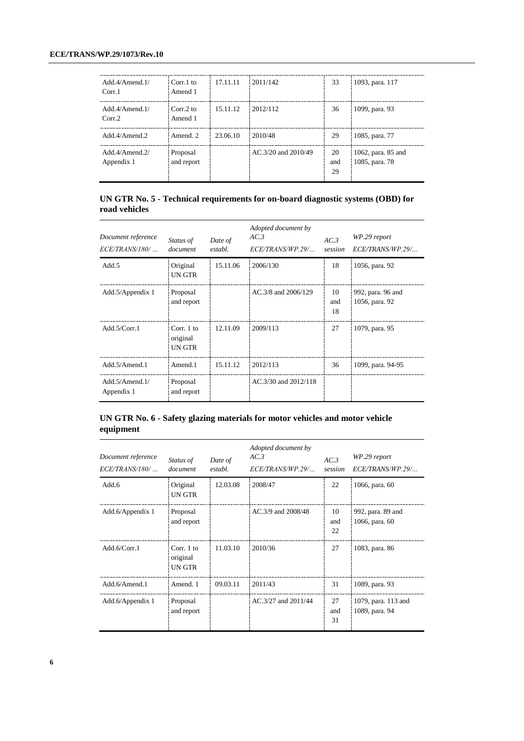| | | | | | |
|---|---|---|---|---|---|
| Add.4/Amend.1/ Corr.1 | Corr.1 to Amend 1 | 17.11.11 | 2011/142 | 33 | 1093, para. 117 |
| Add.4/Amend.1/ Corr.2 | Corr.2 to Amend 1 | 15.11.12 | 2012/112 | 36 | 1099, para. 93 |
| Add.4/Amend.2 | Amend. 2 | 23.06.10 | 2010/48 | 29 | 1085, para. 77 |
| Add.4/Amend.2/ Appendix 1 | Proposal and report | | AC.3/20 and 2010/49 | 20 and 29 | 1062, para. 85 and 1085, para. 78 |

## UN GTR No. 5 - Technical requirements for on-board diagnostic systems (OBD) for road vehicles

| *Document reference ECE/TRANS/180/ …* | *Status of document* | *Date of establ.* | *Adopted document by AC.3 ECE/TRANS/WP.29/…* | *AC.3 session* | *WP.29 report ECE/TRANS/WP.29/…* |
|---|---|---|---|---|---|
| Add.5 | Original UN GTR | 15.11.06 | 2006/130 | 18 | 1056, para. 92 |
| Add.5/Appendix 1 | Proposal and report | | AC.3/8 and 2006/129 | 10 and 18 | 992, para. 96 and 1056, para. 92 |
| Add.5/Corr.1 | Corr. 1 to original UN GTR | 12.11.09 | 2009/113 | 27 | 1079, para. 95 |
| Add.5/Amend.1 | Amend.1 | 15.11.12 | 2012/113 | 36 | 1099, para. 94-95 |
| Add.5/Amend.1/ Appendix 1 | Proposal and report | | AC.3/30 and 2012/118 | | |

## UN GTR No. 6 - Safety glazing materials for motor vehicles and motor vehicle equipment

| *Document reference ECE/TRANS/180/ …* | *Status of document* | *Date of establ.* | *Adopted document by AC.3 ECE/TRANS/WP.29/…* | *AC.3 session* | *WP.29 report ECE/TRANS/WP.29/…* |
|---|---|---|---|---|---|
| Add.6 | Original UN GTR | 12.03.08 | 2008/47 | 22 | 1066, para. 60 |
| Add.6/Appendix 1 | Proposal and report | | AC.3/9 and 2008/48 | 10 and 22 | 992, para. 89 and 1066, para. 60 |
| Add.6/Corr.1 | Corr. 1 to original UN GTR | 11.03.10 | 2010/36 | 27 | 1083, para. 86 |
| Add.6/Amend.1 | Amend. 1 | 09.03.11 | 2011/43 | 31 | 1089, para. 93 |
| Add.6/Appendix 1 | Proposal and report | | AC.3/27 and 2011/44 | 27 and 31 | 1079, para. 113 and 1089, para. 94 |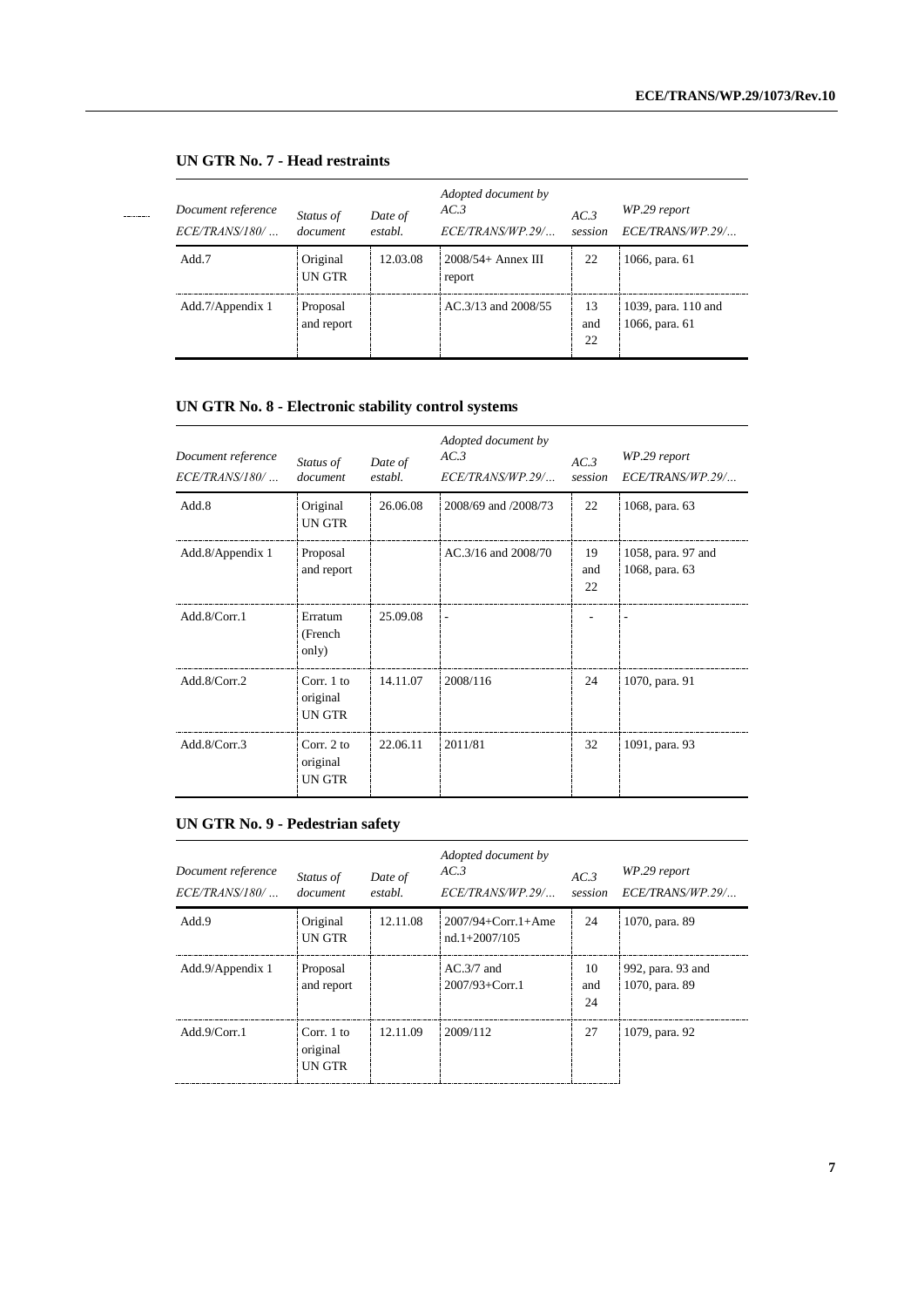## UN GTR No. 7 - Head restraints

| *Document reference ECE/TRANS/180/ …* | *Status of document* | *Date of establ.* | *Adopted document by AC.3 ECE/TRANS/WP.29/…* | *AC.3 session* | *WP.29 report ECE/TRANS/WP.29/…* |
|---|---|---|---|---|---|
| Add.7 | Original UN GTR | 12.03.08 | 2008/54+ Annex III report | 22 | 1066, para. 61 |
| Add.7/Appendix 1 | Proposal and report | | AC.3/13 and 2008/55 | 13 and 22 | 1039, para. 110 and 1066, para. 61 |

## UN GTR No. 8 - Electronic stability control systems

| *Document reference ECE/TRANS/180/ …* | *Status of document* | *Date of establ.* | *Adopted document by AC.3 ECE/TRANS/WP.29/…* | *AC.3 session* | *WP.29 report ECE/TRANS/WP.29/…* |
|---|---|---|---|---|---|
| Add.8 | Original UN GTR | 26.06.08 | 2008/69 and /2008/73 | 22 | 1068, para. 63 |
| Add.8/Appendix 1 | Proposal and report | | AC.3/16 and 2008/70 | 19 and 22 | 1058, para. 97 and 1068, para. 63 |
| Add.8/Corr.1 | Erratum (French only) | 25.09.08 | - | - | - |
| Add.8/Corr.2 | Corr. 1 to original UN GTR | 14.11.07 | 2008/116 | 24 | 1070, para. 91 |
| Add.8/Corr.3 | Corr. 2 to original UN GTR | 22.06.11 | 2011/81 | 32 | 1091, para. 93 |

## UN GTR No. 9 - Pedestrian safety

| *Document reference ECE/TRANS/180/ …* | *Status of document* | *Date of establ.* | *Adopted document by AC.3 ECE/TRANS/WP.29/…* | *AC.3 session* | *WP.29 report ECE/TRANS/WP.29/…* |
|---|---|---|---|---|---|
| Add.9 | Original UN GTR | 12.11.08 | 2007/94+Corr.1+Amend.1+2007/105 | 24 | 1070, para. 89 |
| Add.9/Appendix 1 | Proposal and report | | AC.3/7 and 2007/93+Corr.1 | 10 and 24 | 992, para. 93 and 1070, para. 89 |
| Add.9/Corr.1 | Corr. 1 to original UN GTR | 12.11.09 | 2009/112 | 27 | 1079, para. 92 |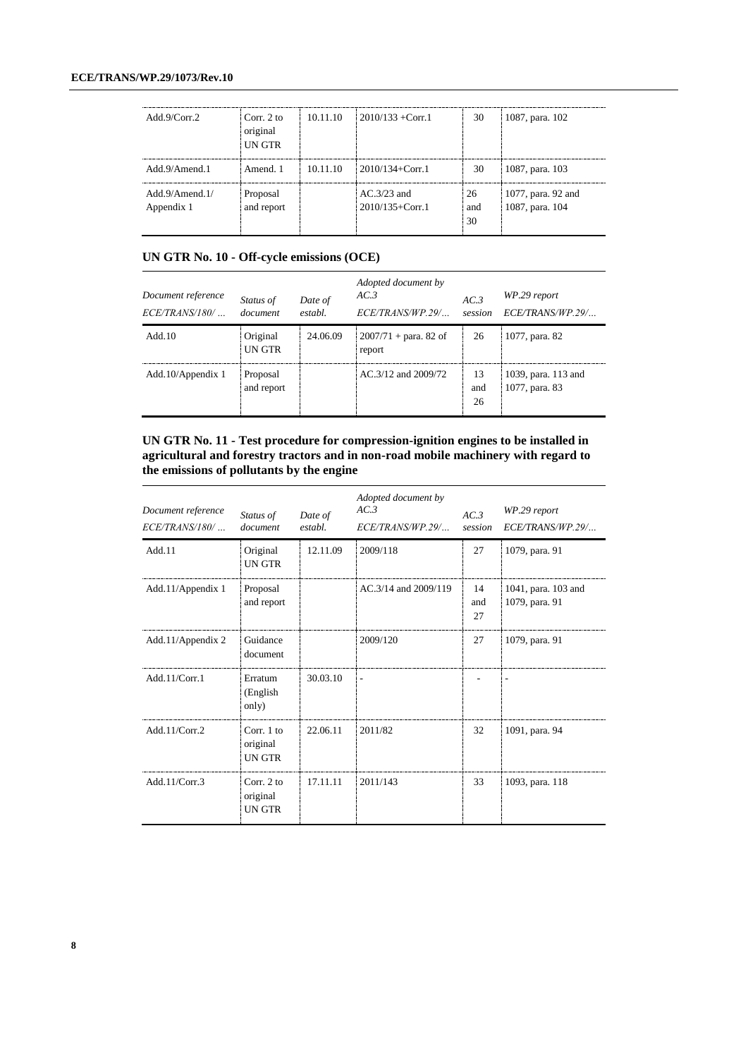| Add.9/Corr.2 | Corr. 2 to original UN GTR | 10.11.10 | 2010/133 +Corr.1 | 30 | 1087, para. 102 |
|---|---|---|---|---|---|
| Add.9/Amend.1 | Amend. 1 | 10.11.10 | 2010/134+Corr.1 | 30 | 1087, para. 103 |
| Add.9/Amend.1/ Appendix 1 | Proposal and report | | AC.3/23 and 2010/135+Corr.1 | 26 and 30 | 1077, para. 92 and 1087, para. 104 |

### UN GTR No. 10 - Off-cycle emissions (OCE)

| *Document reference ECE/TRANS/180/ …* | *Status of document* | *Date of establ.* | *Adopted document by AC.3 ECE/TRANS/WP.29/…* | *AC.3 session* | *WP.29 report ECE/TRANS/WP.29/…* |
|---|---|---|---|---|---|
| Add.10 | Original UN GTR | 24.06.09 | 2007/71 + para. 82 of report | 26 | 1077, para. 82 |
| Add.10/Appendix 1 | Proposal and report | | AC.3/12 and 2009/72 | 13 and 26 | 1039, para. 113 and 1077, para. 83 |

### UN GTR No. 11 - Test procedure for compression-ignition engines to be installed in agricultural and forestry tractors and in non-road mobile machinery with regard to the emissions of pollutants by the engine

| *Document reference ECE/TRANS/180/ …* | *Status of document* | *Date of establ.* | *Adopted document by AC.3 ECE/TRANS/WP.29/…* | *AC.3 session* | *WP.29 report ECE/TRANS/WP.29/…* |
|---|---|---|---|---|---|
| Add.11 | Original UN GTR | 12.11.09 | 2009/118 | 27 | 1079, para. 91 |
| Add.11/Appendix 1 | Proposal and report | | AC.3/14 and 2009/119 | 14 and 27 | 1041, para. 103 and 1079, para. 91 |
| Add.11/Appendix 2 | Guidance document | | 2009/120 | 27 | 1079, para. 91 |
| Add.11/Corr.1 | Erratum (English only) | 30.03.10 | - | - | - |
| Add.11/Corr.2 | Corr. 1 to original UN GTR | 22.06.11 | 2011/82 | 32 | 1091, para. 94 |
| Add.11/Corr.3 | Corr. 2 to original UN GTR | 17.11.11 | 2011/143 | 33 | 1093, para. 118 |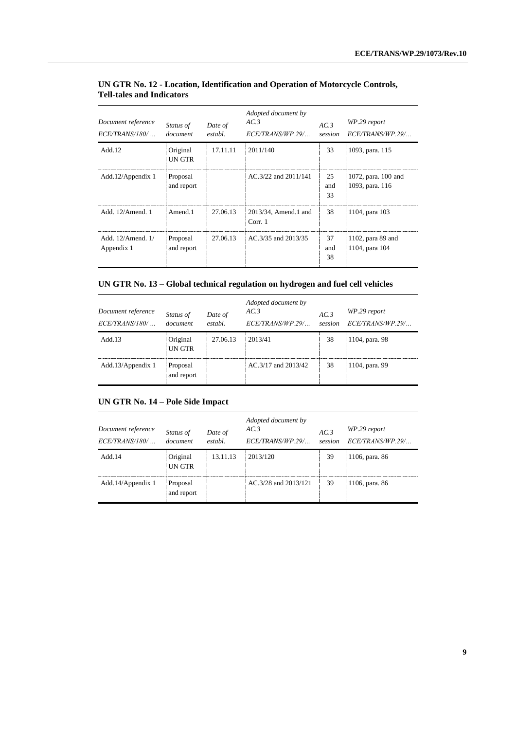### UN GTR No. 12 - Location, Identification and Operation of Motorcycle Controls, Tell-tales and Indicators

| *Document reference ECE/TRANS/180/ …* | *Status of document* | *Date of establ.* | *Adopted document by AC.3 ECE/TRANS/WP.29/…* | *AC.3 session* | *WP.29 report ECE/TRANS/WP.29/…* |
|---|---|---|---|---|---|
| Add.12 | Original UN GTR | 17.11.11 | 2011/140 | 33 | 1093, para. 115 |
| Add.12/Appendix 1 | Proposal and report | | AC.3/22 and 2011/141 | 25 and 33 | 1072, para. 100 and 1093, para. 116 |
| Add. 12/Amend. 1 | Amend.1 | 27.06.13 | 2013/34, Amend.1 and Corr. 1 | 38 | 1104, para 103 |
| Add. 12/Amend. 1/ Appendix 1 | Proposal and report | 27.06.13 | AC.3/35 and 2013/35 | 37 and 38 | 1102, para 89 and 1104, para 104 |

### UN GTR No. 13 – Global technical regulation on hydrogen and fuel cell vehicles

| *Document reference ECE/TRANS/180/ …* | *Status of document* | *Date of establ.* | *Adopted document by AC.3 ECE/TRANS/WP.29/…* | *AC.3 session* | *WP.29 report ECE/TRANS/WP.29/…* |
|---|---|---|---|---|---|
| Add.13 | Original UN GTR | 27.06.13 | 2013/41 | 38 | 1104, para. 98 |
| Add.13/Appendix 1 | Proposal and report | | AC.3/17 and 2013/42 | 38 | 1104, para. 99 |

### UN GTR No. 14 – Pole Side Impact

| *Document reference ECE/TRANS/180/ …* | *Status of document* | *Date of establ.* | *Adopted document by AC.3 ECE/TRANS/WP.29/…* | *AC.3 session* | *WP.29 report ECE/TRANS/WP.29/…* |
|---|---|---|---|---|---|
| Add.14 | Original UN GTR | 13.11.13 | 2013/120 | 39 | 1106, para. 86 |
| Add.14/Appendix 1 | Proposal and report | | AC.3/28 and 2013/121 | 39 | 1106, para. 86 |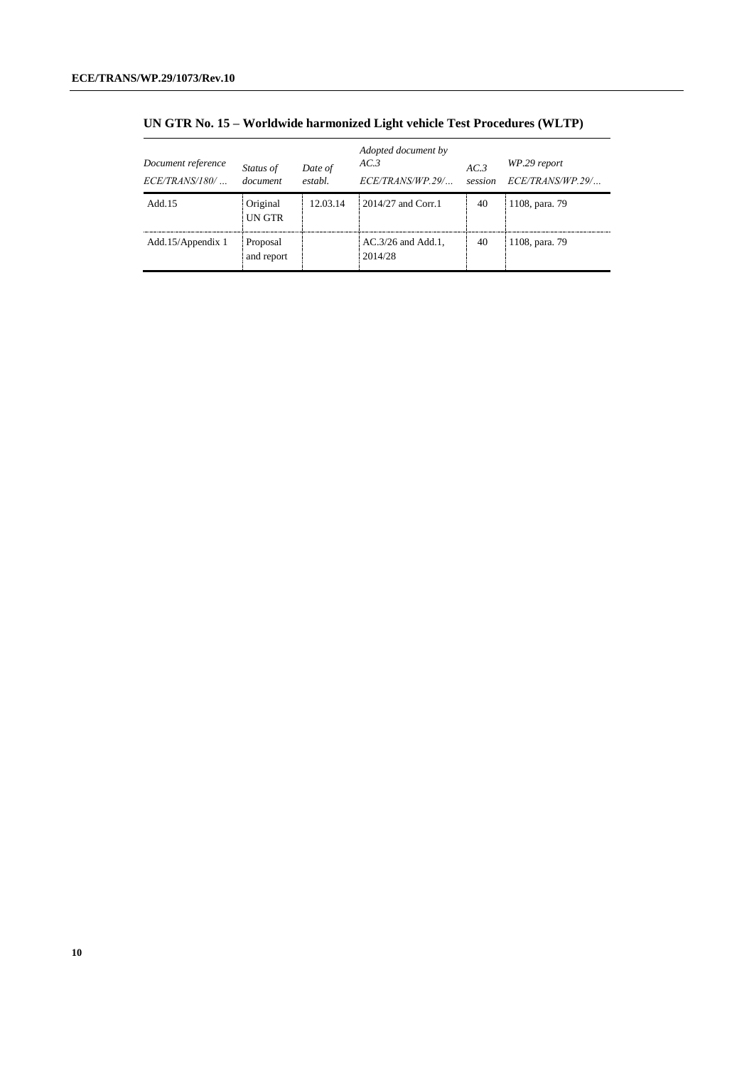### UN GTR No. 15 – Worldwide harmonized Light vehicle Test Procedures (WLTP)

| *Document reference ECE/TRANS/180/ …* | *Status of document* | *Date of establ.* | *Adopted document by AC.3 ECE/TRANS/WP.29/…* | *AC.3 session* | *WP.29 report ECE/TRANS/WP.29/…* |
|---|---|---|---|---|---|
| Add.15 | Original UN GTR | 12.03.14 | 2014/27 and Corr.1 | 40 | 1108, para. 79 |
| Add.15/Appendix 1 | Proposal and report | | AC.3/26 and Add.1, 2014/28 | 40 | 1108, para. 79 |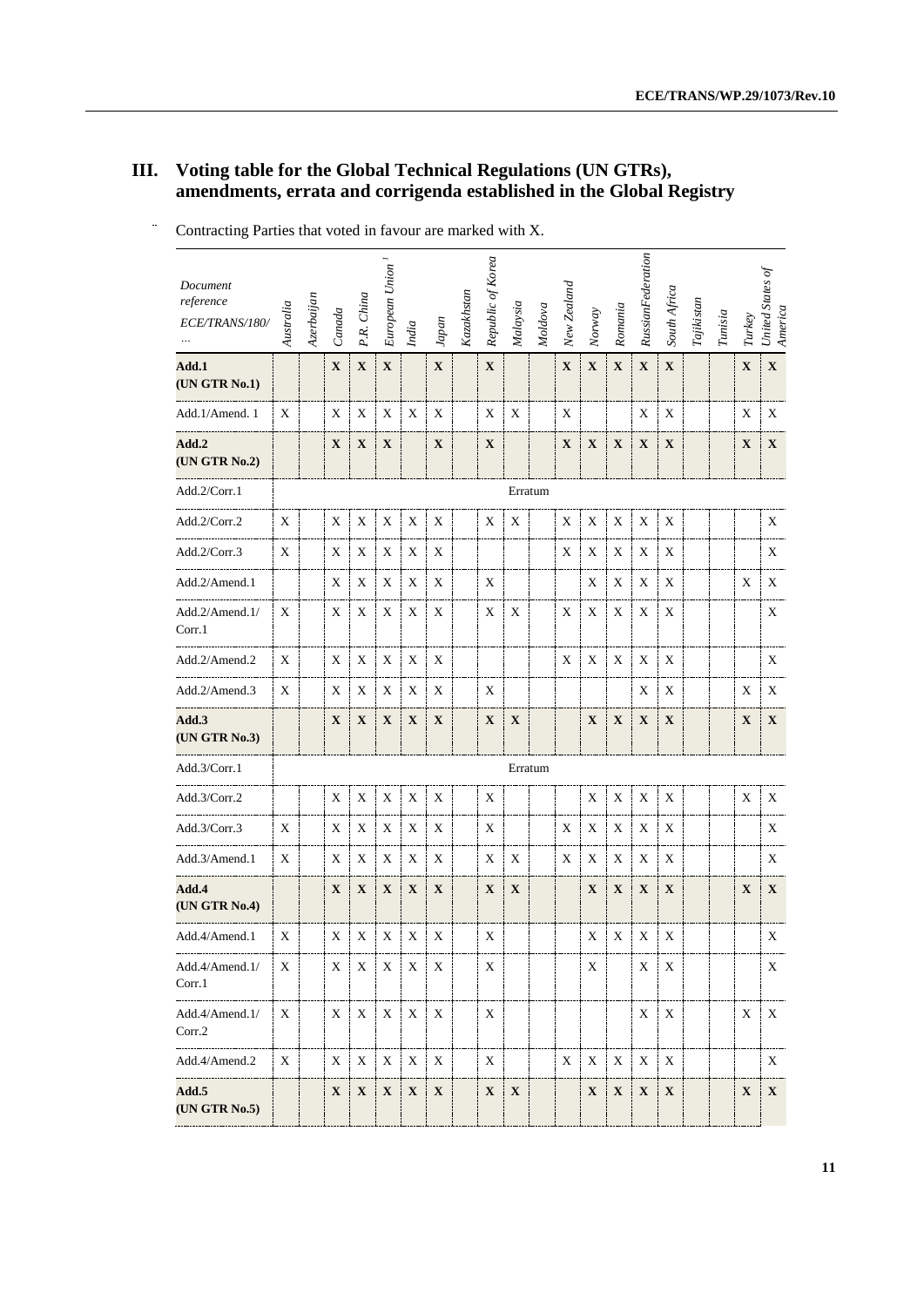# III. Voting table for the Global Technical Regulations (UN GTRs), amendments, errata and corrigenda established in the Global Registry

Contracting Parties that voted in favour are marked with X.

| *Document reference ECE/TRANS/180/ …* | *Australia* | *Azerbaijan* | *Canada* | *P.R. China* | *European Union* [1] | *India* | *Japan* | *Kazakhstan* | *Republic of Korea* | *Malaysia* | *Moldova* | *New Zealand* | *Norway* | *Romania* | *RussianFederation* | *South Africa* | *Tajikistan* | *Tunisia* | *Turkey* | *United States of America* |
|---|---|---|---|---|---|---|---|---|---|---|---|---|---|---|---|---|---|---|---|---|
| **Add.1 (UN GTR No.1)** | | | **X** | **X** | **X** | | **X** | | **X** | | | **X** | **X** | **X** | **X** | **X** | | | **X** | **X** |
| Add.1/Amend. 1 | X | | X | X | X | X | X | | X | X | | X | | | X | X | | | X | X |
| **Add.2 (UN GTR No.2)** | | | **X** | **X** | **X** | | **X** | | **X** | | | **X** | **X** | **X** | **X** | **X** | | | **X** | **X** |
| Add.2/Corr.1 | | | | | | | | | | Erratum | | | | | | | | | | |
| Add.2/Corr.2 | X | | X | X | X | X | X | | X | X | | X | X | X | X | X | | | | X |
| Add.2/Corr.3 | X | | X | X | X | X | X | | | | | X | X | X | X | X | | | | X |
| Add.2/Amend.1 | | | X | X | X | X | X | | X | | | | X | X | X | X | | | X | X |
| Add.2/Amend.1/ Corr.1 | X | | X | X | X | X | X | | X | X | | X | X | X | X | X | | | | X |
| Add.2/Amend.2 | X | | X | X | X | X | X | | | | | X | X | X | X | X | | | | X |
| Add.2/Amend.3 | X | | X | X | X | X | X | | X | | | | | | X | X | | | X | X |
| **Add.3 (UN GTR No.3)** | | | **X** | **X** | **X** | **X** | **X** | | **X** | **X** | | | **X** | **X** | **X** | **X** | | | **X** | **X** |
| Add.3/Corr.1 | | | | | | | | | | Erratum | | | | | | | | | | |
| Add.3/Corr.2 | | | X | X | X | X | X | | X | | | | X | X | X | X | | | X | X |
| Add.3/Corr.3 | X | | X | X | X | X | X | | X | | | X | X | X | X | X | | | | X |
| Add.3/Amend.1 | X | | X | X | X | X | X | | X | X | | X | X | X | X | X | | | | X |
| **Add.4 (UN GTR No.4)** | | | **X** | **X** | **X** | **X** | **X** | | **X** | **X** | | | **X** | **X** | **X** | **X** | | | **X** | **X** |
| Add.4/Amend.1 | X | | X | X | X | X | X | | X | | | | X | X | X | X | | | | X |
| Add.4/Amend.1/ Corr.1 | X | | X | X | X | X | X | | X | | | | X | | X | X | | | | X |
| Add.4/Amend.1/ Corr.2 | X | | X | X | X | X | X | | X | | | | | | X | X | | | X | X |
| Add.4/Amend.2 | X | | X | X | X | X | X | | X | | | X | X | X | X | X | | | | X |
| **Add.5 (UN GTR No.5)** | | | **X** | **X** | **X** | **X** | **X** | | **X** | **X** | | | **X** | **X** | **X** | **X** | | | **X** | **X** |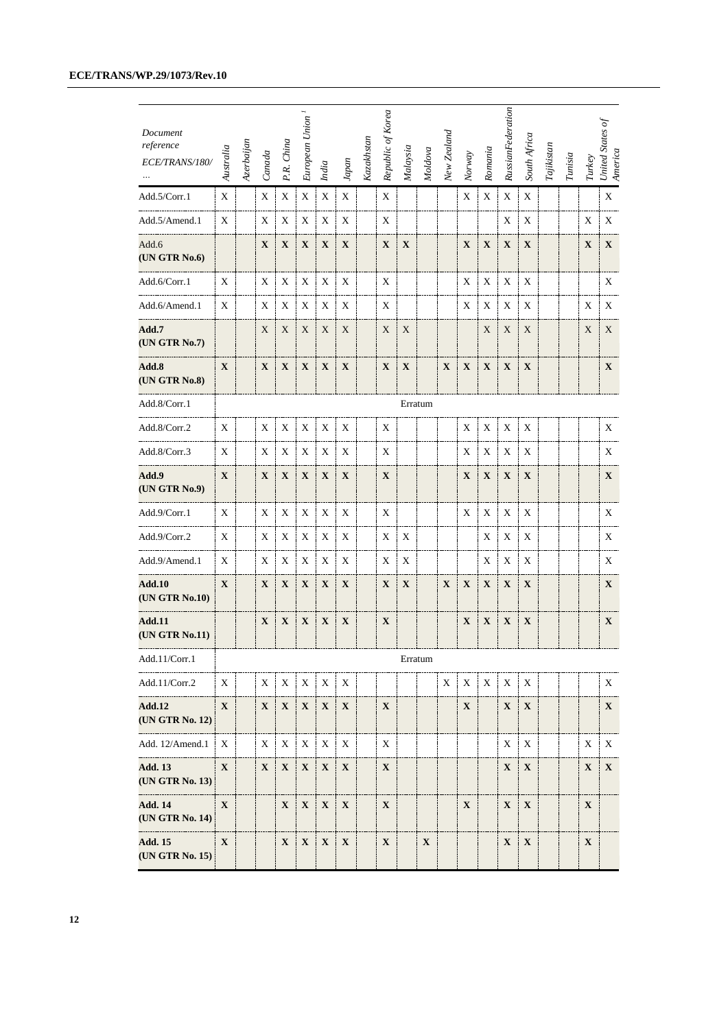| Document reference ECE/TRANS/180/ … | Australia | Azerbaijan | Canada | P.R. China | European Union [1] | India | Japan | Kazakhstan | Republic of Korea | Malaysia | Moldova | New Zealand | Norway | Romania | Russian Federation | South Africa | Tajikistan | Tunisia | Turkey | United States of America |
|---|---|---|---|---|---|---|---|---|---|---|---|---|---|---|---|---|---|---|---|---|
| Add.5/Corr.1 | X | | X | X | X | X | X | | X | | | | X | X | X | X | | | | X |
| Add.5/Amend.1 | X | | X | X | X | X | X | | X | | | | | | X | X | | | X | X |
| Add.6 (UN GTR No.6) | | | **X** | **X** | **X** | **X** | **X** | | **X** | **X** | | | **X** | **X** | **X** | **X** | | | **X** | **X** |
| Add.6/Corr.1 | X | | X | X | X | X | X | | X | | | | X | X | X | X | | | | X |
| Add.6/Amend.1 | X | | X | X | X | X | X | | X | | | | X | X | X | X | | | X | X |
| **Add.7 (UN GTR No.7)** | | | X | X | X | X | X | | X | X | | | | X | X | X | | | X | X |
| **Add.8 (UN GTR No.8)** | **X** | | **X** | **X** | **X** | **X** | **X** | | **X** | **X** | | **X** | **X** | **X** | **X** | **X** | | | | **X** |
| Add.8/Corr.1 | | | | | | | | | | Erratum | | | | | | | | | | |
| Add.8/Corr.2 | X | | X | X | X | X | X | | X | | | | X | X | X | X | | | | X |
| Add.8/Corr.3 | X | | X | X | X | X | X | | X | | | | X | X | X | X | | | | X |
| **Add.9 (UN GTR No.9)** | **X** | | **X** | **X** | **X** | **X** | **X** | | **X** | | | | **X** | **X** | **X** | **X** | | | | **X** |
| Add.9/Corr.1 | X | | X | X | X | X | X | | X | | | | X | X | X | X | | | | X |
| Add.9/Corr.2 | X | | X | X | X | X | X | | X | X | | | | X | X | X | | | | X |
| Add.9/Amend.1 | X | | X | X | X | X | X | | X | X | | | | X | X | X | | | | X |
| **Add.10 (UN GTR No.10)** | **X** | | **X** | **X** | **X** | **X** | **X** | | **X** | **X** | | **X** | **X** | **X** | **X** | **X** | | | | **X** |
| **Add.11 (UN GTR No.11)** | | | **X** | **X** | **X** | **X** | **X** | | **X** | | | | **X** | **X** | **X** | **X** | | | | **X** |
| Add.11/Corr.1 | | | | | | | | | | Erratum | | | | | | | | | | |
| Add.11/Corr.2 | X | | X | X | X | X | X | | | | | X | X | X | X | X | | | | X |
| **Add.12 (UN GTR No. 12)** | **X** | | **X** | **X** | **X** | **X** | **X** | | **X** | | | | **X** | | **X** | **X** | | | | **X** |
| Add. 12/Amend.1 | X | | X | X | X | X | X | | X | | | | | | X | X | | | X | X |
| **Add. 13 (UN GTR No. 13)** | **X** | | **X** | **X** | **X** | **X** | **X** | | **X** | | | | | | **X** | **X** | | | **X** | **X** |
| **Add. 14 (UN GTR No. 14)** | **X** | | | **X** | **X** | **X** | **X** | | **X** | | | | **X** | | **X** | **X** | | | **X** | |
| **Add. 15 (UN GTR No. 15)** | **X** | | | **X** | **X** | **X** | **X** | | **X** | | **X** | | | | **X** | **X** | | | **X** | |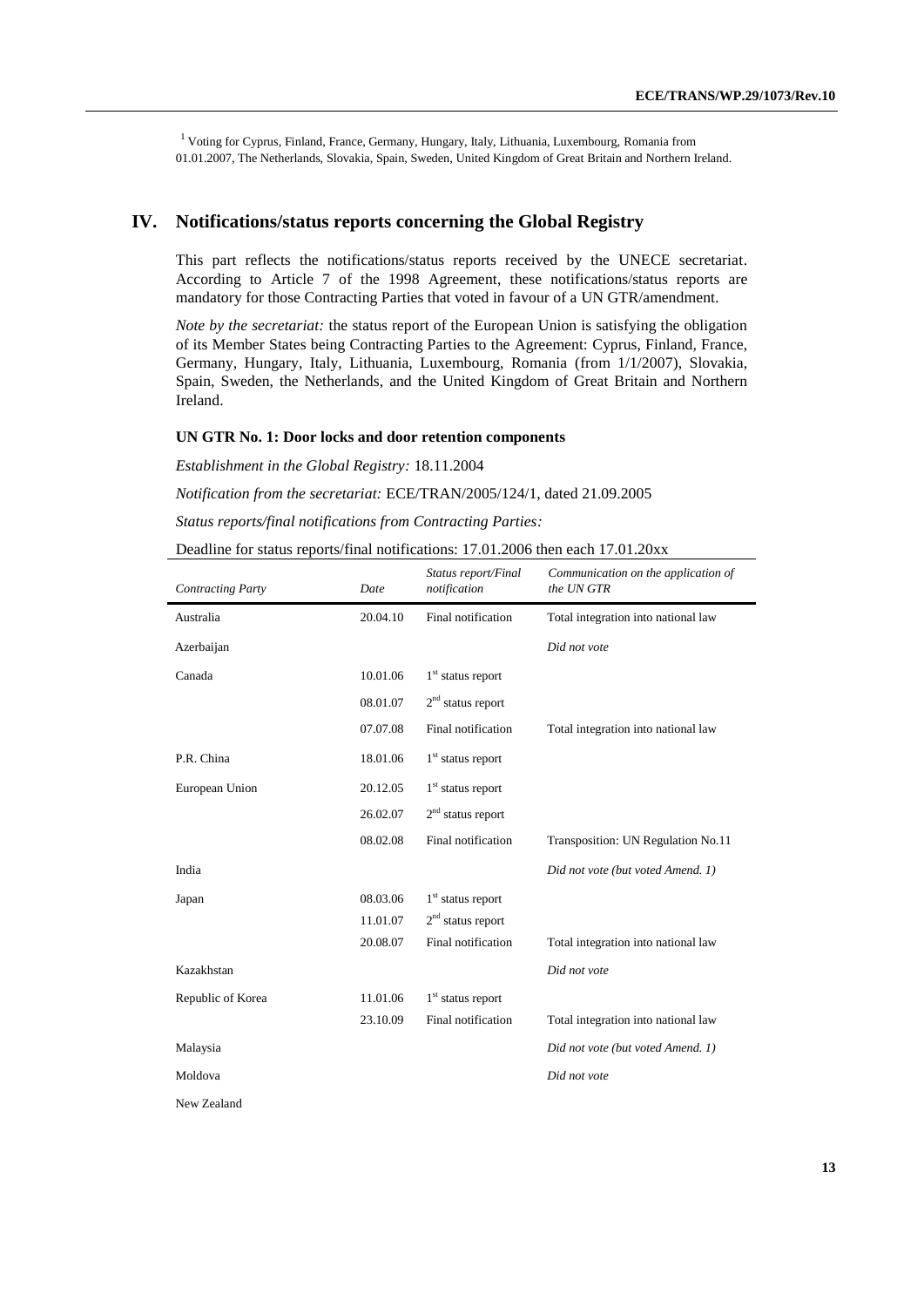[1] Voting for Cyprus, Finland, France, Germany, Hungary, Italy, Lithuania, Luxembourg, Romania from 01.01.2007, The Netherlands, Slovakia, Spain, Sweden, United Kingdom of Great Britain and Northern Ireland.

# IV. Notifications/status reports concerning the Global Registry

This part reflects the notifications/status reports received by the UNECE secretariat. According to Article 7 of the 1998 Agreement, these notifications/status reports are mandatory for those Contracting Parties that voted in favour of a UN GTR/amendment.

*Note by the secretariat:* the status report of the European Union is satisfying the obligation of its Member States being Contracting Parties to the Agreement: Cyprus, Finland, France, Germany, Hungary, Italy, Lithuania, Luxembourg, Romania (from 1/1/2007), Slovakia, Spain, Sweden, the Netherlands, and the United Kingdom of Great Britain and Northern Ireland.

### UN GTR No. 1: Door locks and door retention components

*Establishment in the Global Registry:* 18.11.2004

*Notification from the secretariat:* ECE/TRAN/2005/124/1, dated 21.09.2005

*Status reports/final notifications from Contracting Parties:*

Deadline for status reports/final notifications: 17.01.2006 then each 17.01.20xx

| *Contracting Party* | *Date* | *Status report/Final notification* | *Communication on the application of the UN GTR* |
|---|---|---|---|
| Australia | 20.04.10 | Final notification | Total integration into national law |
| Azerbaijan | | | *Did not vote* |
| Canada | 10.01.06 | 1st status report | |
| | 08.01.07 | 2nd status report | |
| | 07.07.08 | Final notification | Total integration into national law |
| P.R. China | 18.01.06 | 1st status report | |
| European Union | 20.12.05 | 1st status report | |
| | 26.02.07 | 2nd status report | |
| | 08.02.08 | Final notification | Transposition: UN Regulation No.11 |
| India | | | *Did not vote (but voted Amend. 1)* |
| Japan | 08.03.06 | 1st status report | |
| | 11.01.07 | 2nd status report | |
| | 20.08.07 | Final notification | Total integration into national law |
| Kazakhstan | | | *Did not vote* |
| Republic of Korea | 11.01.06 | 1st status report | |
| | 23.10.09 | Final notification | Total integration into national law |
| Malaysia | | | *Did not vote (but voted Amend. 1)* |
| Moldova | | | *Did not vote* |
| New Zealand | | | |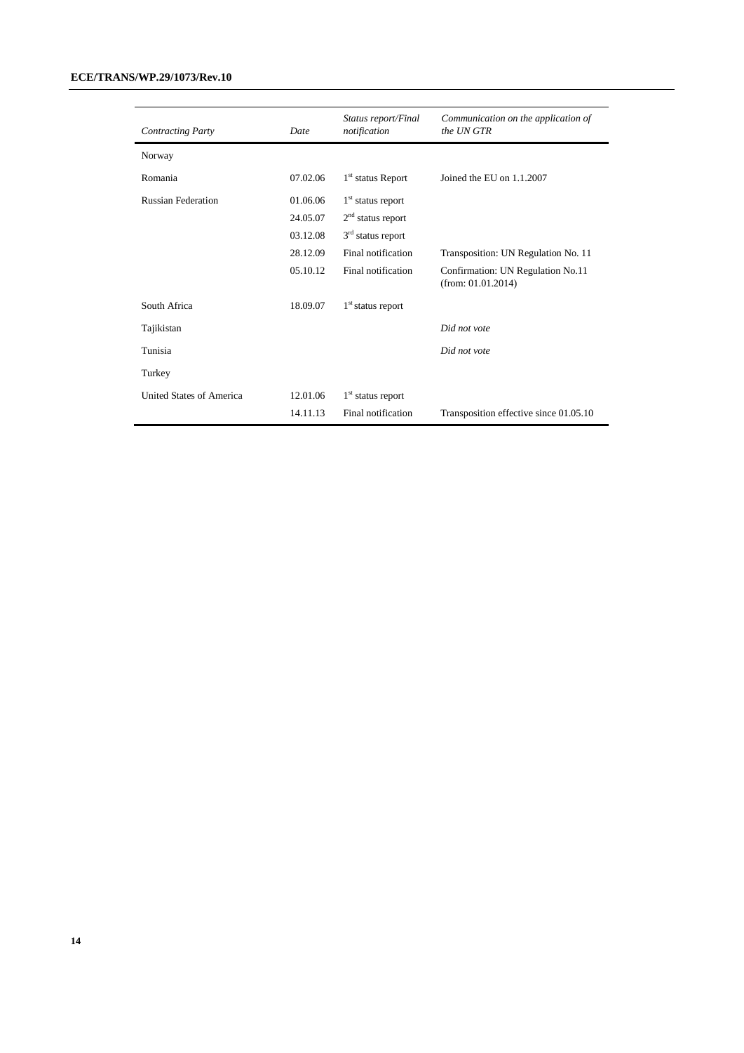| *Contracting Party* | *Date* | *Status report/Final notification* | *Communication on the application of the UN GTR* |
|---|---|---|---|
| Norway | | | |
| Romania | 07.02.06 | 1st status Report | Joined the EU on 1.1.2007 |
| Russian Federation | 01.06.06 | 1st status report | |
| | 24.05.07 | 2nd status report | |
| | 03.12.08 | 3rd status report | |
| | 28.12.09 | Final notification | Transposition: UN Regulation No. 11 |
| | 05.10.12 | Final notification | Confirmation: UN Regulation No.11 (from: 01.01.2014) |
| South Africa | 18.09.07 | 1st status report | |
| Tajikistan | | | *Did not vote* |
| Tunisia | | | *Did not vote* |
| Turkey | | | |
| United States of America | 12.01.06 | 1st status report | |
| | 14.11.13 | Final notification | Transposition effective since 01.05.10 |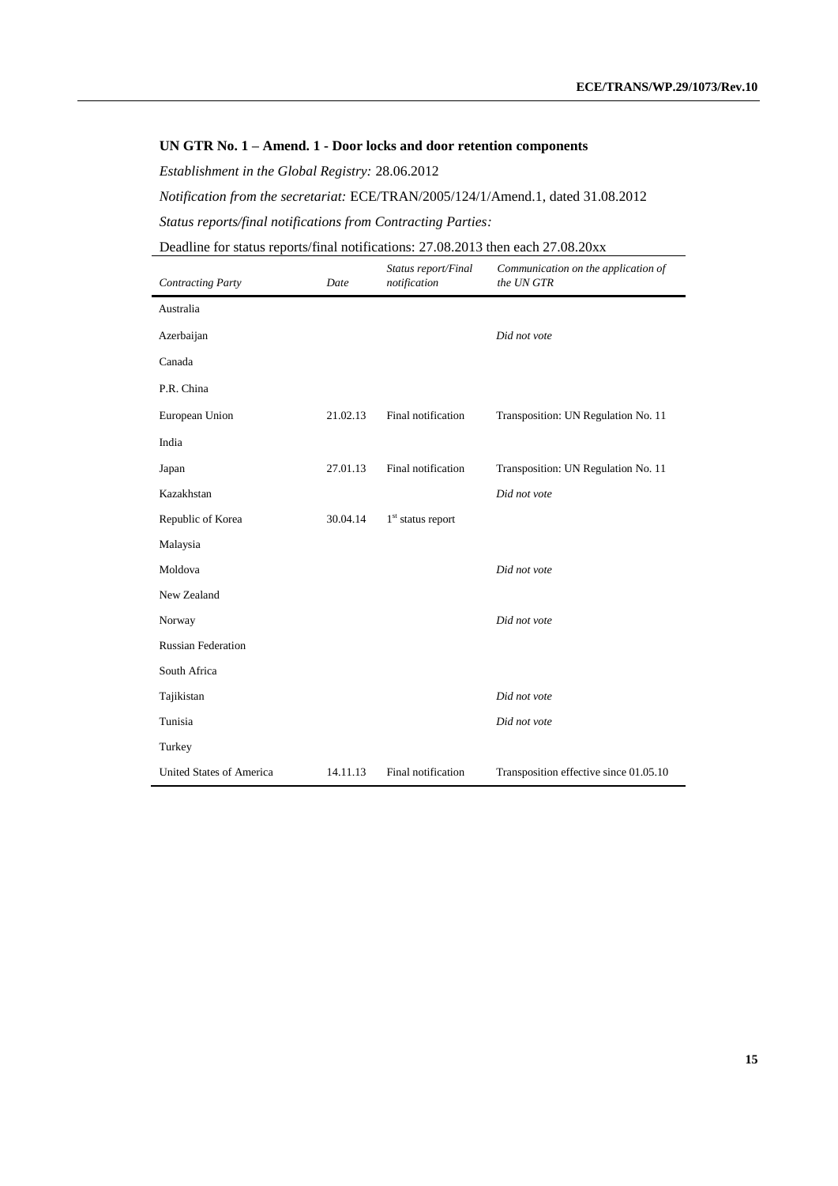**UN GTR No. 1 – Amend. 1 - Door locks and door retention components**

*Establishment in the Global Registry:* 28.06.2012

*Notification from the secretariat:* ECE/TRAN/2005/124/1/Amend.1, dated 31.08.2012

*Status reports/final notifications from Contracting Parties:*

Deadline for status reports/final notifications: 27.08.2013 then each 27.08.20xx

| *Contracting Party* | *Date* | *Status report/Final notification* | *Communication on the application of the UN GTR* |
|---|---|---|---|
| Australia | | | |
| Azerbaijan | | | *Did not vote* |
| Canada | | | |
| P.R. China | | | |
| European Union | 21.02.13 | Final notification | Transposition: UN Regulation No. 11 |
| India | | | |
| Japan | 27.01.13 | Final notification | Transposition: UN Regulation No. 11 |
| Kazakhstan | | | *Did not vote* |
| Republic of Korea | 30.04.14 | 1st status report | |
| Malaysia | | | |
| Moldova | | | *Did not vote* |
| New Zealand | | | |
| Norway | | | *Did not vote* |
| Russian Federation | | | |
| South Africa | | | |
| Tajikistan | | | *Did not vote* |
| Tunisia | | | *Did not vote* |
| Turkey | | | |
| United States of America | 14.11.13 | Final notification | Transposition effective since 01.05.10 |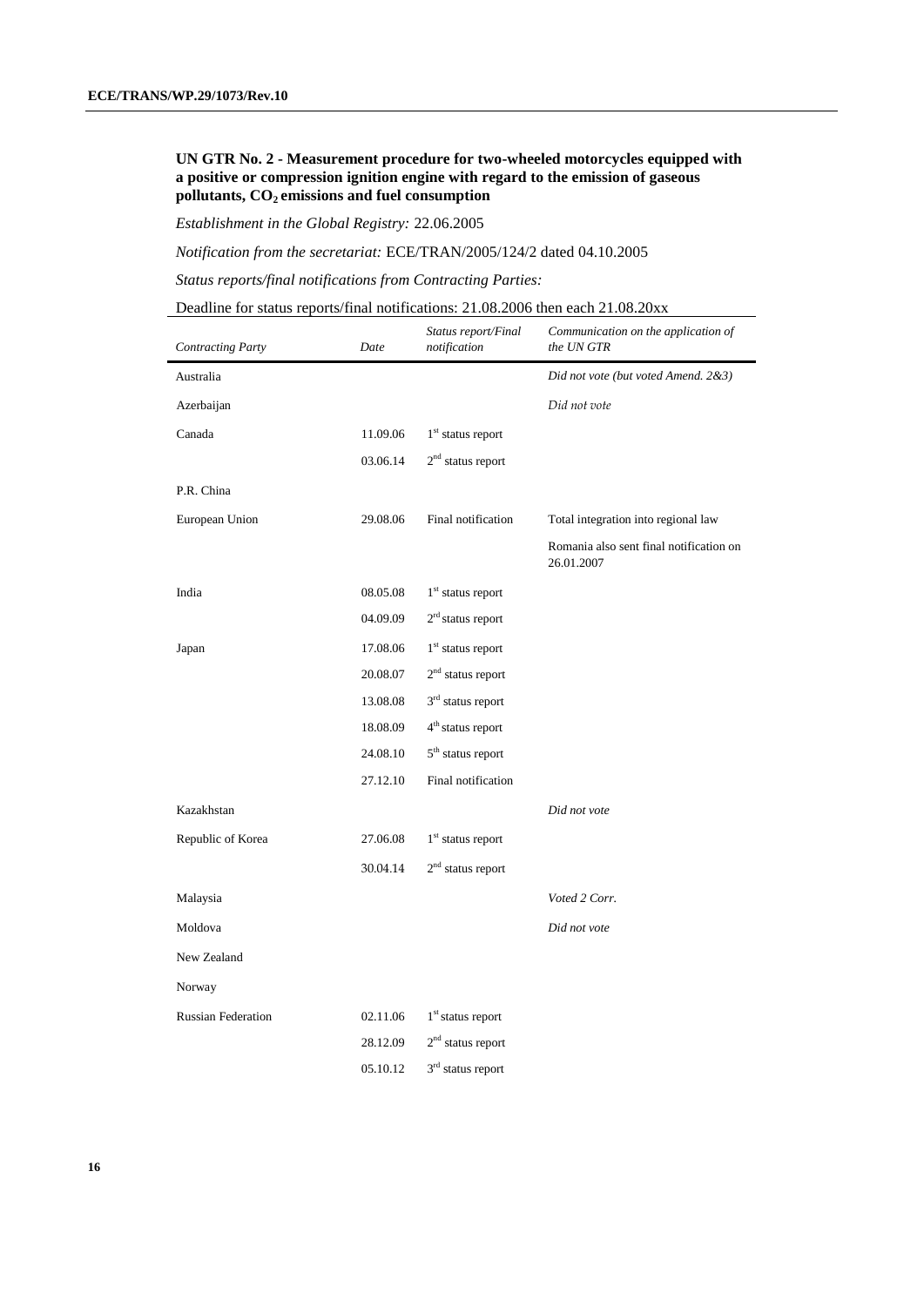**UN GTR No. 2 - Measurement procedure for two-wheeled motorcycles equipped with a positive or compression ignition engine with regard to the emission of gaseous pollutants, $CO_2$ emissions and fuel consumption**

*Establishment in the Global Registry:* 22.06.2005

*Notification from the secretariat:* ECE/TRAN/2005/124/2 dated 04.10.2005

*Status reports/final notifications from Contracting Parties:*

Deadline for status reports/final notifications: 21.08.2006 then each 21.08.20xx

| *Contracting Party* | *Date* | *Status report/Final notification* | *Communication on the application of the UN GTR* |
|---|---|---|---|
| Australia | | | *Did not vote (but voted Amend. 2&3)* |
| Azerbaijan | | | *Did not vote* |
| Canada | 11.09.06 | 1st status report | |
| | 03.06.14 | 2nd status report | |
| P.R. China | | | |
| European Union | 29.08.06 | Final notification | Total integration into regional law |
| | | | Romania also sent final notification on 26.01.2007 |
| India | 08.05.08 | 1st status report | |
| | 04.09.09 | 2rd status report | |
| Japan | 17.08.06 | 1st status report | |
| | 20.08.07 | 2nd status report | |
| | 13.08.08 | 3rd status report | |
| | 18.08.09 | 4th status report | |
| | 24.08.10 | 5th status report | |
| | 27.12.10 | Final notification | |
| Kazakhstan | | | *Did not vote* |
| Republic of Korea | 27.06.08 | 1st status report | |
| | 30.04.14 | 2nd status report | |
| Malaysia | | | *Voted 2 Corr.* |
| Moldova | | | *Did not vote* |
| New Zealand | | | |
| Norway | | | |
| Russian Federation | 02.11.06 | 1st status report | |
| | 28.12.09 | 2nd status report | |
| | 05.10.12 | 3rd status report | |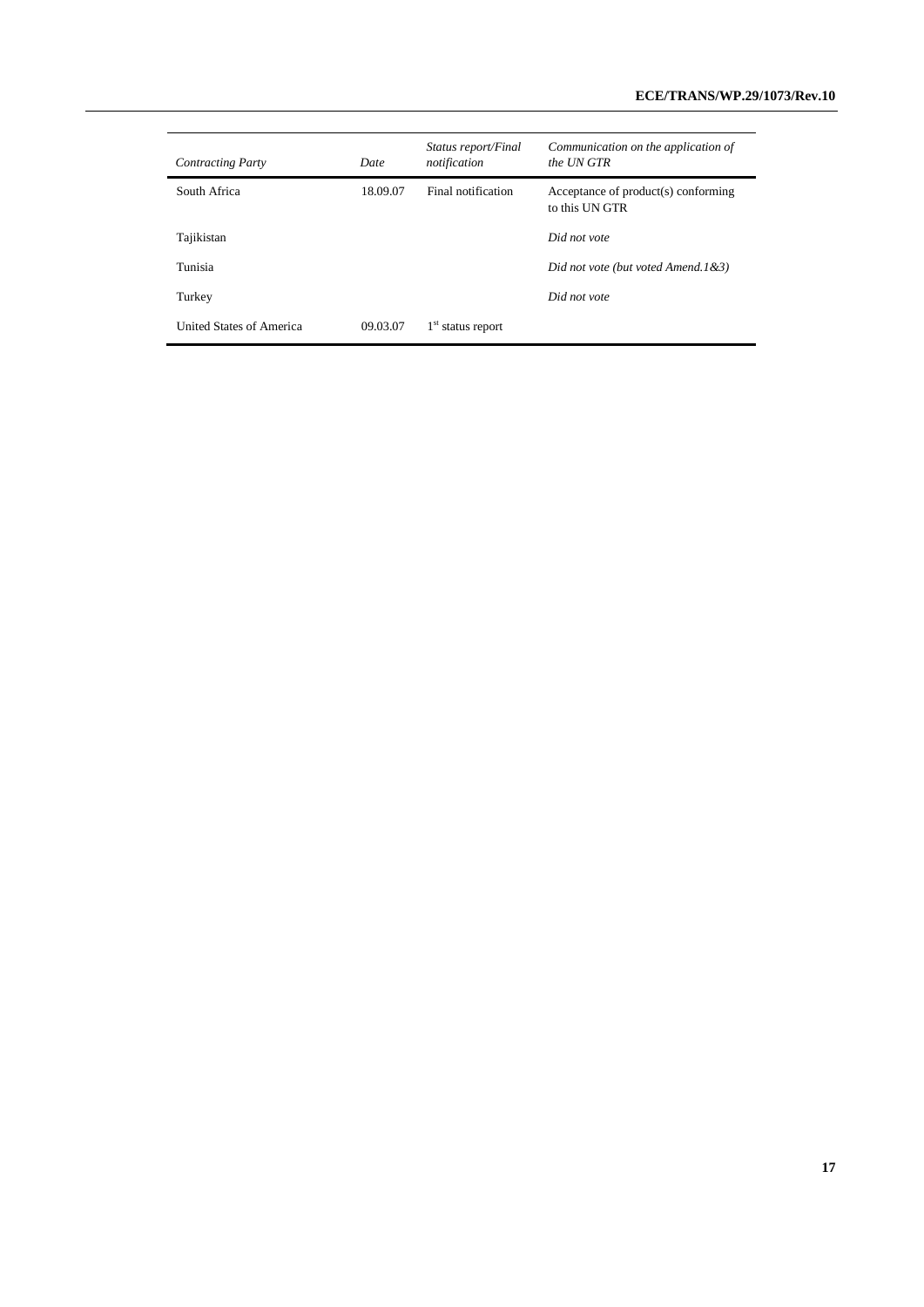| *Contracting Party* | *Date* | *Status report/Final notification* | *Communication on the application of the UN GTR* |
|---|---|---|---|
| South Africa | 18.09.07 | Final notification | Acceptance of product(s) conforming to this UN GTR |
| Tajikistan | | | *Did not vote* |
| Tunisia | | | *Did not vote (but voted Amend.1&3)* |
| Turkey | | | *Did not vote* |
| United States of America | 09.03.07 | 1st status report | |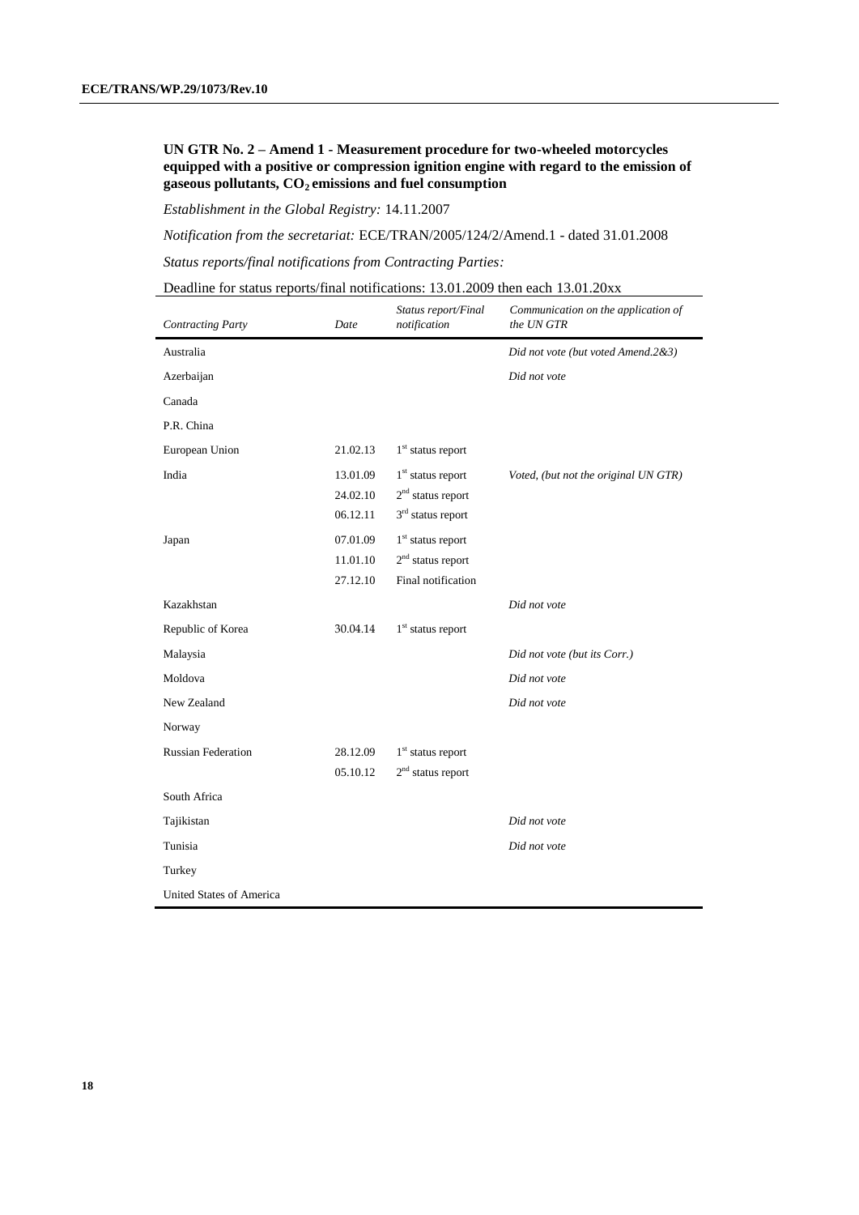**UN GTR No. 2 – Amend 1 - Measurement procedure for two-wheeled motorcycles equipped with a positive or compression ignition engine with regard to the emission of gaseous pollutants, $CO_2$ emissions and fuel consumption**

*Establishment in the Global Registry:* 14.11.2007

*Notification from the secretariat:* ECE/TRAN/2005/124/2/Amend.1 - dated 31.01.2008

*Status reports/final notifications from Contracting Parties:*

Deadline for status reports/final notifications: 13.01.2009 then each 13.01.20xx

| *Contracting Party* | *Date* | *Status report/Final notification* | *Communication on the application of the UN GTR* |
|---|---|---|---|
| Australia | | | *Did not vote (but voted Amend.2&3)* |
| Azerbaijan | | | *Did not vote* |
| Canada | | | |
| P.R. China | | | |
| European Union | 21.02.13 | 1st status report | |
| India | 13.01.09<br>24.02.10<br>06.12.11 | 1st status report<br>2nd status report<br>3rd status report | *Voted, (but not the original UN GTR)* |
| Japan | 07.01.09<br>11.01.10<br>27.12.10 | 1st status report<br>2nd status report<br>Final notification | |
| Kazakhstan | | | *Did not vote* |
| Republic of Korea | 30.04.14 | 1st status report | |
| Malaysia | | | *Did not vote (but its Corr.)* |
| Moldova | | | *Did not vote* |
| New Zealand | | | *Did not vote* |
| Norway | | | |
| Russian Federation | 28.12.09<br>05.10.12 | 1st status report<br>2nd status report | |
| South Africa | | | |
| Tajikistan | | | *Did not vote* |
| Tunisia | | | *Did not vote* |
| Turkey | | | |
| United States of America | | | |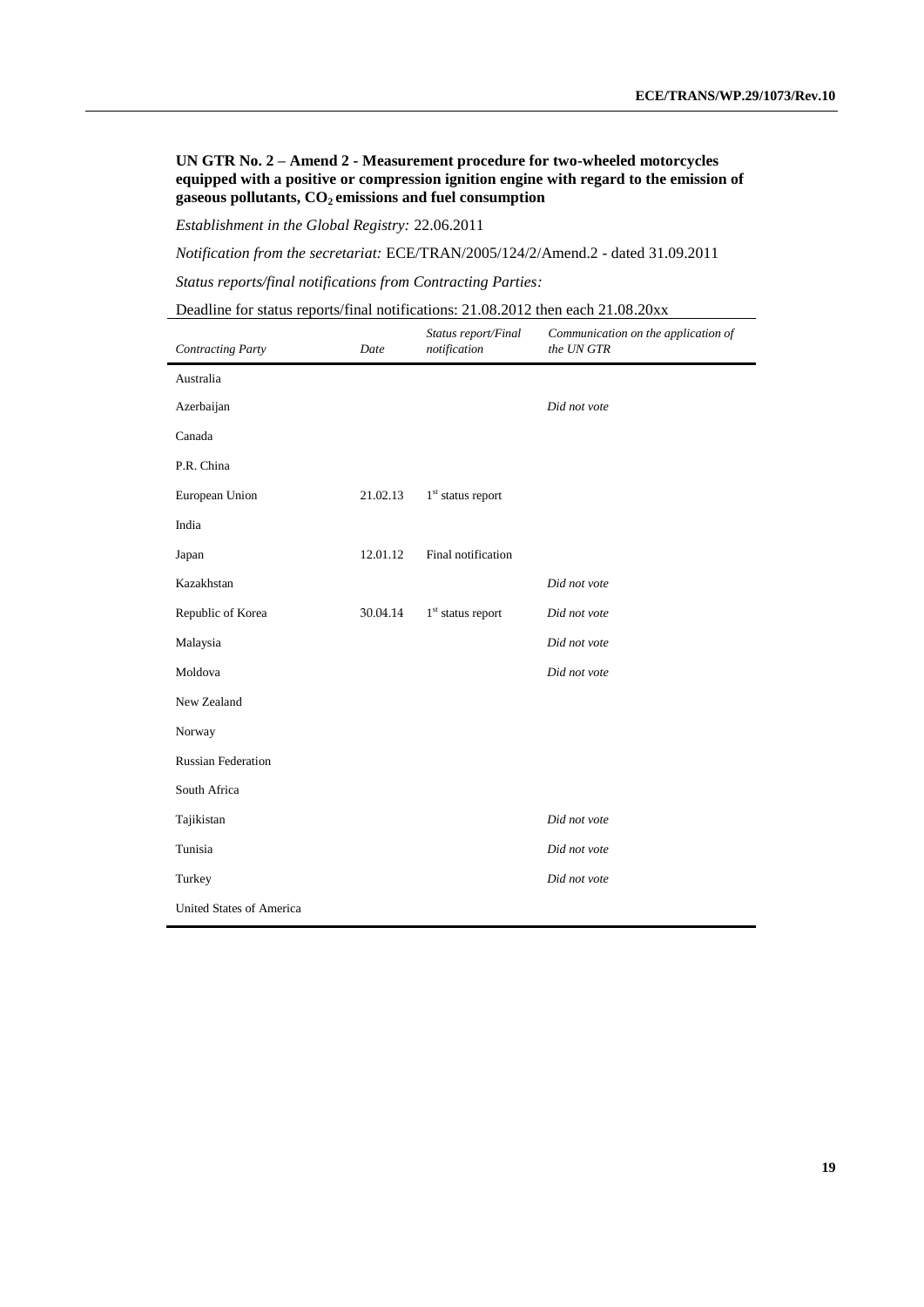**UN GTR No. 2 – Amend 2 - Measurement procedure for two-wheeled motorcycles equipped with a positive or compression ignition engine with regard to the emission of gaseous pollutants, $CO_2$ emissions and fuel consumption**

*Establishment in the Global Registry:* 22.06.2011

*Notification from the secretariat:* ECE/TRAN/2005/124/2/Amend.2 - dated 31.09.2011

*Status reports/final notifications from Contracting Parties:*

Deadline for status reports/final notifications: 21.08.2012 then each 21.08.20xx

| *Contracting Party* | *Date* | *Status report/Final notification* | *Communication on the application of the UN GTR* |
|---|---|---|---|
| Australia | | | |
| Azerbaijan | | | *Did not vote* |
| Canada | | | |
| P.R. China | | | |
| European Union | 21.02.13 | 1st status report | |
| India | | | |
| Japan | 12.01.12 | Final notification | |
| Kazakhstan | | | *Did not vote* |
| Republic of Korea | 30.04.14 | 1st status report | *Did not vote* |
| Malaysia | | | *Did not vote* |
| Moldova | | | *Did not vote* |
| New Zealand | | | |
| Norway | | | |
| Russian Federation | | | |
| South Africa | | | |
| Tajikistan | | | *Did not vote* |
| Tunisia | | | *Did not vote* |
| Turkey | | | *Did not vote* |
| United States of America | | | |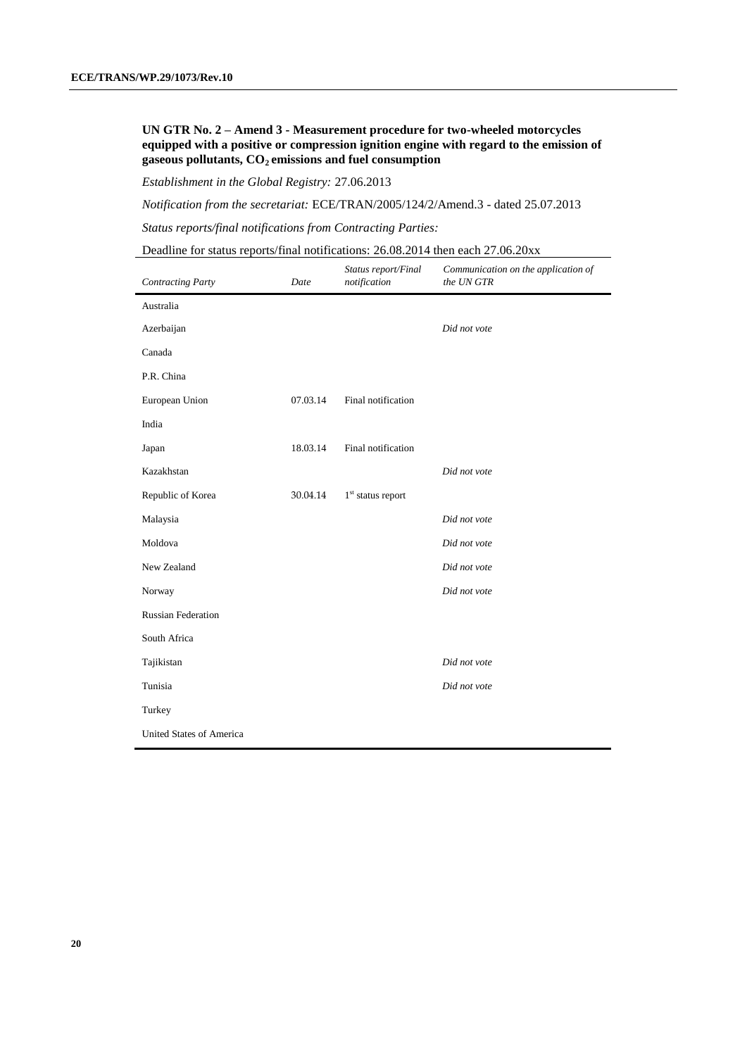**UN GTR No. 2 – Amend 3 - Measurement procedure for two-wheeled motorcycles equipped with a positive or compression ignition engine with regard to the emission of gaseous pollutants, $CO_2$ emissions and fuel consumption**

*Establishment in the Global Registry:* 27.06.2013

*Notification from the secretariat:* ECE/TRAN/2005/124/2/Amend.3 - dated 25.07.2013

*Status reports/final notifications from Contracting Parties:*

Deadline for status reports/final notifications: 26.08.2014 then each 27.06.20xx

| *Contracting Party* | *Date* | *Status report/Final notification* | *Communication on the application of the UN GTR* |
|---|---|---|---|
| Australia | | | |
| Azerbaijan | | | *Did not vote* |
| Canada | | | |
| P.R. China | | | |
| European Union | 07.03.14 | Final notification | |
| India | | | |
| Japan | 18.03.14 | Final notification | |
| Kazakhstan | | | *Did not vote* |
| Republic of Korea | 30.04.14 | 1st status report | |
| Malaysia | | | *Did not vote* |
| Moldova | | | *Did not vote* |
| New Zealand | | | *Did not vote* |
| Norway | | | *Did not vote* |
| Russian Federation | | | |
| South Africa | | | |
| Tajikistan | | | *Did not vote* |
| Tunisia | | | *Did not vote* |
| Turkey | | | |
| United States of America | | | |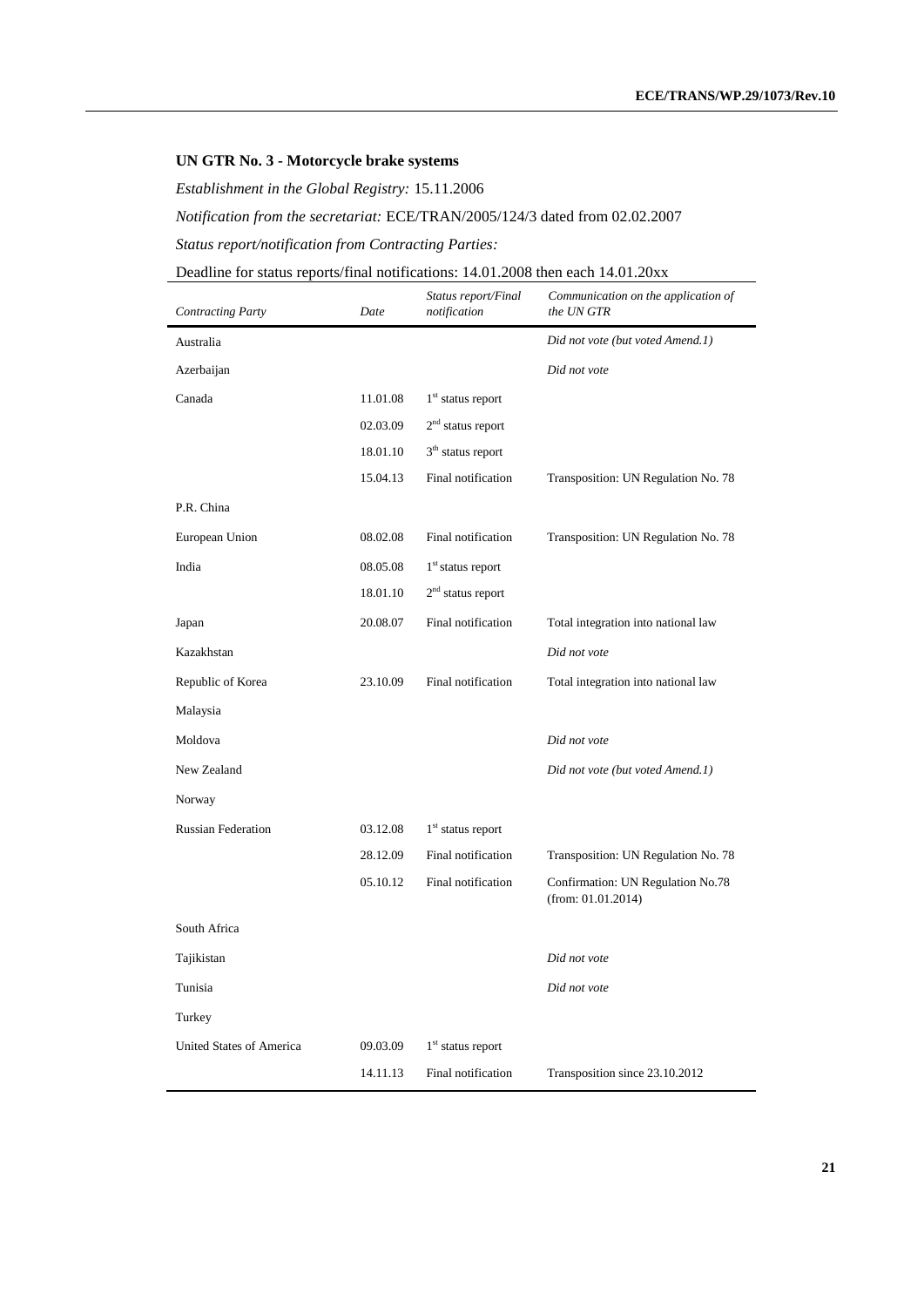## UN GTR No. 3 - Motorcycle brake systems

*Establishment in the Global Registry:* 15.11.2006

*Notification from the secretariat:* ECE/TRAN/2005/124/3 dated from 02.02.2007

*Status report/notification from Contracting Parties:*

Deadline for status reports/final notifications: 14.01.2008 then each 14.01.20xx

| *Contracting Party* | *Date* | *Status report/Final notification* | *Communication on the application of the UN GTR* |
|---|---|---|---|
| Australia | | | *Did not vote (but voted Amend.1)* |
| Azerbaijan | | | *Did not vote* |
| Canada | 11.01.08 | 1st status report | |
| | 02.03.09 | 2nd status report | |
| | 18.01.10 | 3th status report | |
| | 15.04.13 | Final notification | Transposition: UN Regulation No. 78 |
| P.R. China | | | |
| European Union | 08.02.08 | Final notification | Transposition: UN Regulation No. 78 |
| India | 08.05.08 | 1st status report | |
| | 18.01.10 | 2nd status report | |
| Japan | 20.08.07 | Final notification | Total integration into national law |
| Kazakhstan | | | *Did not vote* |
| Republic of Korea | 23.10.09 | Final notification | Total integration into national law |
| Malaysia | | | |
| Moldova | | | *Did not vote* |
| New Zealand | | | *Did not vote (but voted Amend.1)* |
| Norway | | | |
| Russian Federation | 03.12.08 | 1st status report | |
| | 28.12.09 | Final notification | Transposition: UN Regulation No. 78 |
| | 05.10.12 | Final notification | Confirmation: UN Regulation No.78 (from: 01.01.2014) |
| South Africa | | | |
| Tajikistan | | | *Did not vote* |
| Tunisia | | | *Did not vote* |
| Turkey | | | |
| United States of America | 09.03.09 | 1st status report | |
| | 14.11.13 | Final notification | Transposition since 23.10.2012 |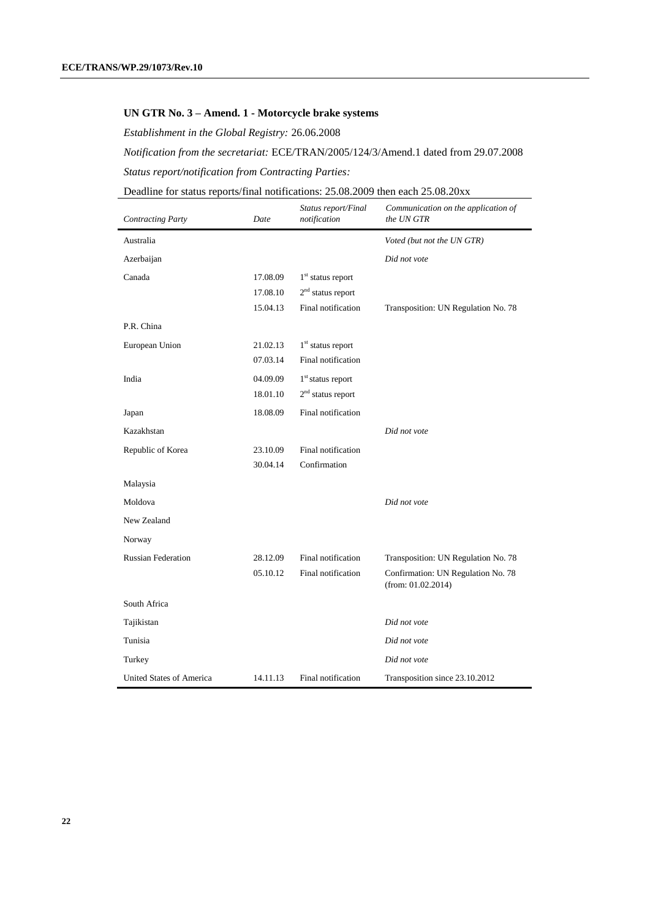### UN GTR No. 3 – Amend. 1 - Motorcycle brake systems

*Establishment in the Global Registry:* 26.06.2008

*Notification from the secretariat:* ECE/TRAN/2005/124/3/Amend.1 dated from 29.07.2008

*Status report/notification from Contracting Parties:*

Deadline for status reports/final notifications: 25.08.2009 then each 25.08.20xx

| *Contracting Party* | *Date* | *Status report/Final notification* | *Communication on the application of the UN GTR* |
|---|---|---|---|
| Australia | | | *Voted (but not the UN GTR)* |
| Azerbaijan | | | *Did not vote* |
| Canada | 17.08.09 | 1st status report | |
| | 17.08.10 | 2nd status report | |
| | 15.04.13 | Final notification | Transposition: UN Regulation No. 78 |
| P.R. China | | | |
| European Union | 21.02.13 | 1st status report | |
| | 07.03.14 | Final notification | |
| India | 04.09.09 | 1st status report | |
| | 18.01.10 | 2nd status report | |
| Japan | 18.08.09 | Final notification | |
| Kazakhstan | | | *Did not vote* |
| Republic of Korea | 23.10.09 | Final notification | |
| | 30.04.14 | Confirmation | |
| Malaysia | | | |
| Moldova | | | *Did not vote* |
| New Zealand | | | |
| Norway | | | |
| Russian Federation | 28.12.09 | Final notification | Transposition: UN Regulation No. 78 |
| | 05.10.12 | Final notification | Confirmation: UN Regulation No. 78 (from: 01.02.2014) |
| South Africa | | | |
| Tajikistan | | | *Did not vote* |
| Tunisia | | | *Did not vote* |
| Turkey | | | *Did not vote* |
| United States of America | 14.11.13 | Final notification | Transposition since 23.10.2012 |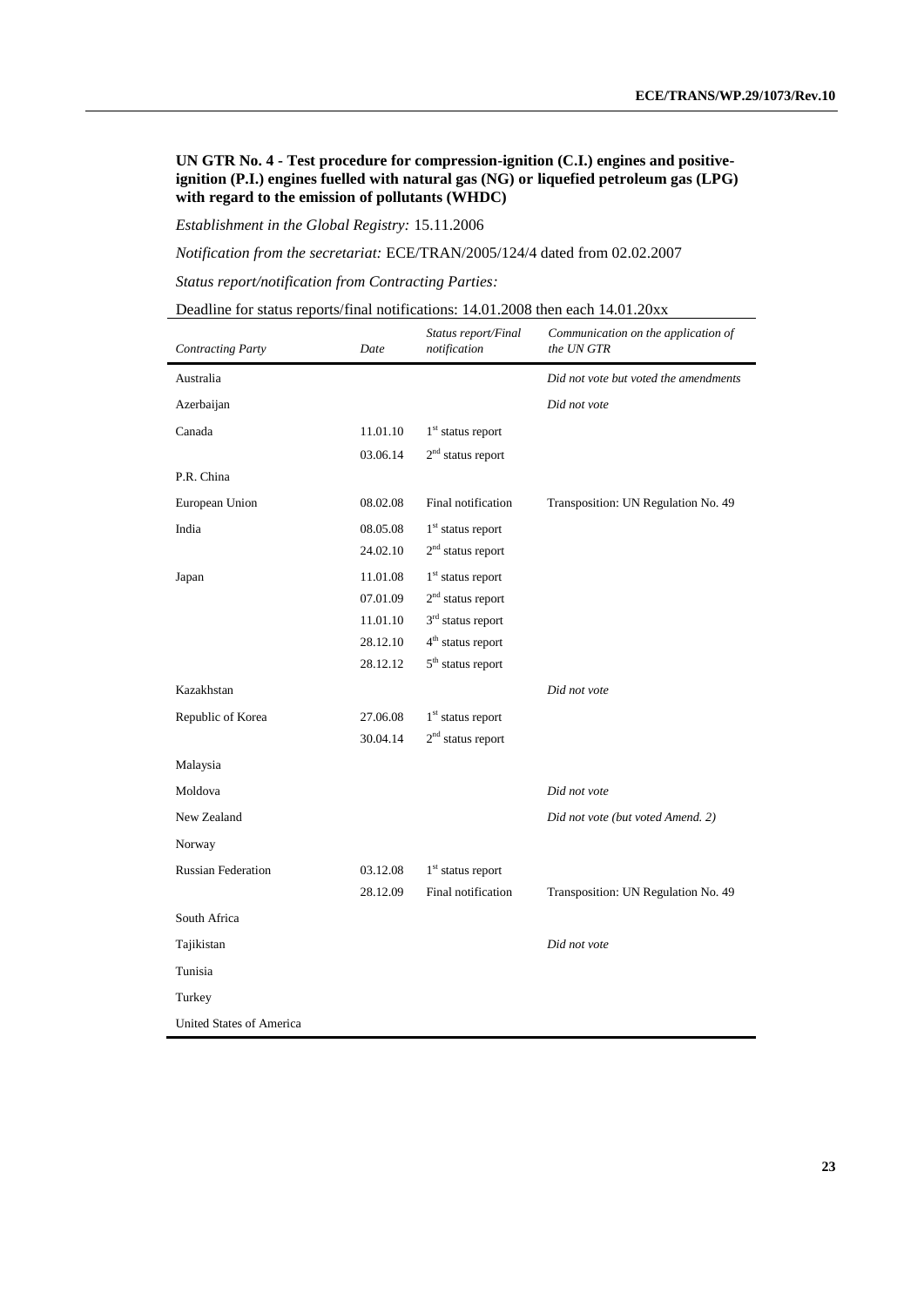**UN GTR No. 4 - Test procedure for compression-ignition (C.I.) engines and positive-ignition (P.I.) engines fuelled with natural gas (NG) or liquefied petroleum gas (LPG) with regard to the emission of pollutants (WHDC)**

*Establishment in the Global Registry:* 15.11.2006

*Notification from the secretariat:* ECE/TRAN/2005/124/4 dated from 02.02.2007

*Status report/notification from Contracting Parties:*

Deadline for status reports/final notifications: 14.01.2008 then each 14.01.20xx

| *Contracting Party* | *Date* | *Status report/Final notification* | *Communication on the application of the UN GTR* |
|---|---|---|---|
| Australia | | | *Did not vote but voted the amendments* |
| Azerbaijan | | | *Did not vote* |
| Canada | 11.01.10 | 1st status report | |
| | 03.06.14 | 2nd status report | |
| P.R. China | | | |
| European Union | 08.02.08 | Final notification | Transposition: UN Regulation No. 49 |
| India | 08.05.08 | 1st status report | |
| | 24.02.10 | 2nd status report | |
| Japan | 11.01.08 | 1st status report | |
| | 07.01.09 | 2nd status report | |
| | 11.01.10 | 3rd status report | |
| | 28.12.10 | 4th status report | |
| | 28.12.12 | 5th status report | |
| Kazakhstan | | | *Did not vote* |
| Republic of Korea | 27.06.08 | 1st status report | |
| | 30.04.14 | 2nd status report | |
| Malaysia | | | |
| Moldova | | | *Did not vote* |
| New Zealand | | | *Did not vote (but voted Amend. 2)* |
| Norway | | | |
| Russian Federation | 03.12.08 | 1st status report | |
| | 28.12.09 | Final notification | Transposition: UN Regulation No. 49 |
| South Africa | | | |
| Tajikistan | | | *Did not vote* |
| Tunisia | | | |
| Turkey | | | |
| United States of America | | | |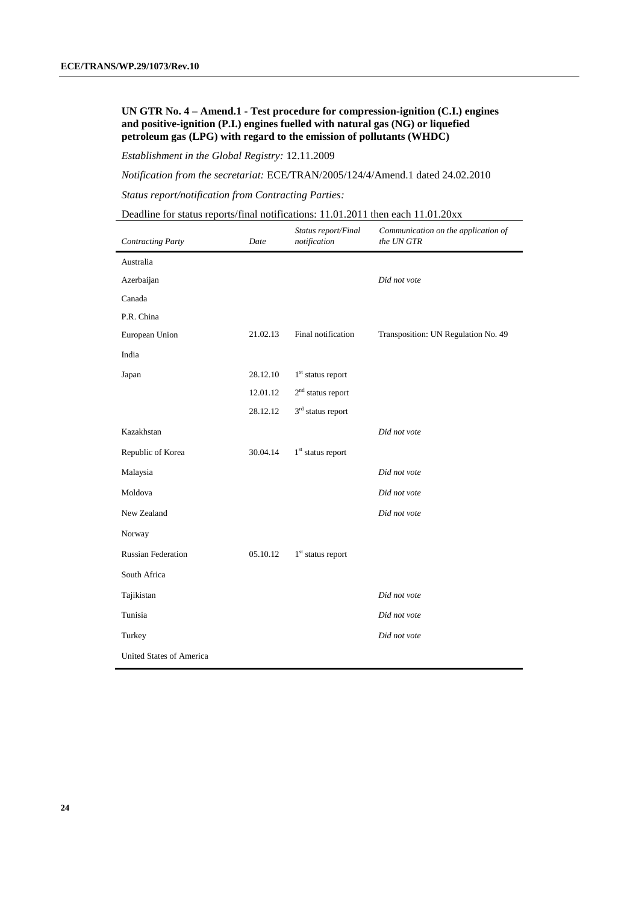**UN GTR No. 4 – Amend.1 - Test procedure for compression-ignition (C.I.) engines and positive-ignition (P.I.) engines fuelled with natural gas (NG) or liquefied petroleum gas (LPG) with regard to the emission of pollutants (WHDC)**

*Establishment in the Global Registry:* 12.11.2009

*Notification from the secretariat:* ECE/TRAN/2005/124/4/Amend.1 dated 24.02.2010

*Status report/notification from Contracting Parties:*

Deadline for status reports/final notifications: 11.01.2011 then each 11.01.20xx

| *Contracting Party* | *Date* | *Status report/Final notification* | *Communication on the application of the UN GTR* |
|---|---|---|---|
| Australia | | | |
| Azerbaijan | | | *Did not vote* |
| Canada | | | |
| P.R. China | | | |
| European Union | 21.02.13 | Final notification | Transposition: UN Regulation No. 49 |
| India | | | |
| Japan | 28.12.10 | 1st status report | |
| | 12.01.12 | 2nd status report | |
| | 28.12.12 | 3rd status report | |
| Kazakhstan | | | *Did not vote* |
| Republic of Korea | 30.04.14 | 1st status report | |
| Malaysia | | | *Did not vote* |
| Moldova | | | *Did not vote* |
| New Zealand | | | *Did not vote* |
| Norway | | | |
| Russian Federation | 05.10.12 | 1st status report | |
| South Africa | | | |
| Tajikistan | | | *Did not vote* |
| Tunisia | | | *Did not vote* |
| Turkey | | | *Did not vote* |
| United States of America | | | |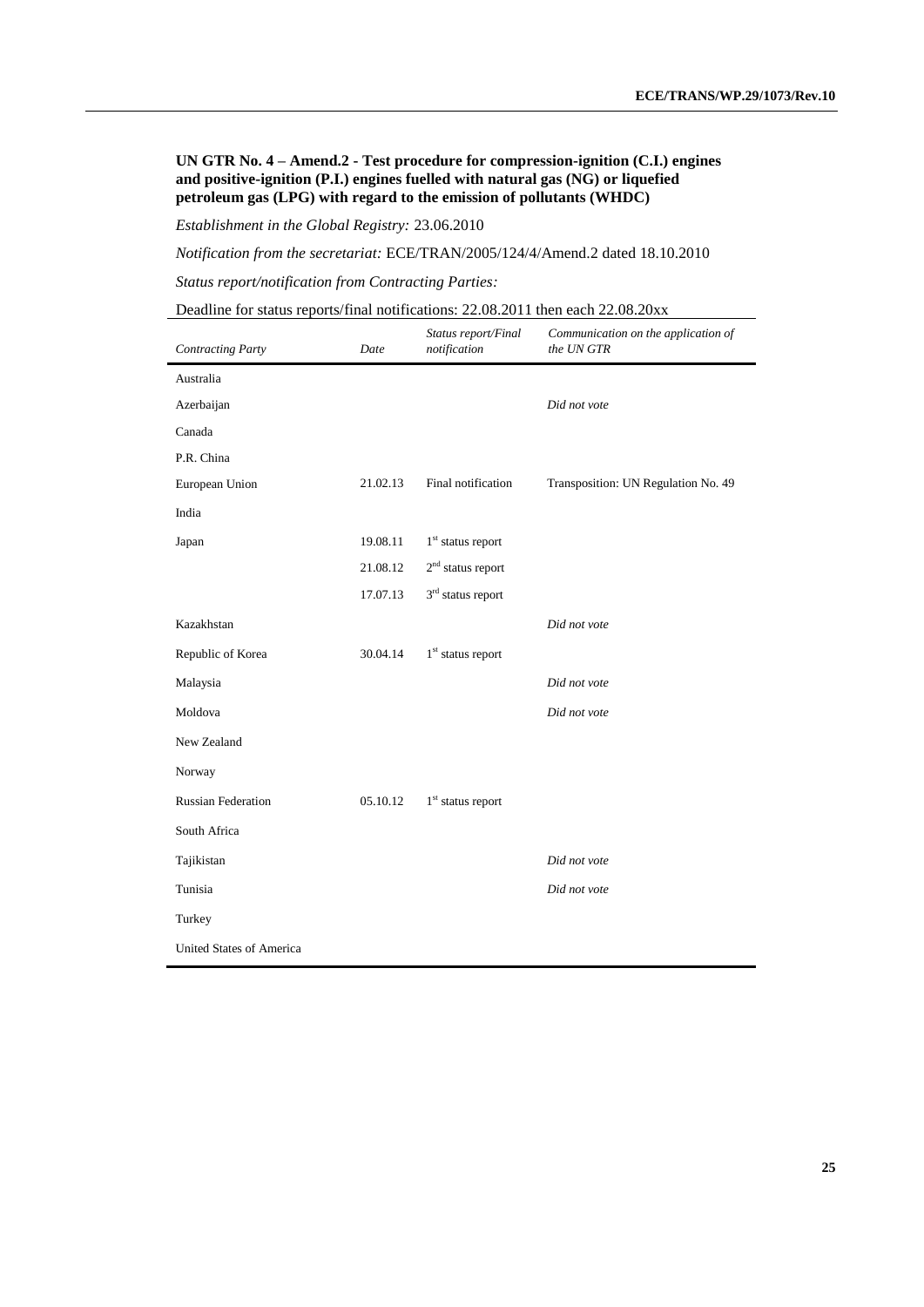**UN GTR No. 4 – Amend.2 - Test procedure for compression-ignition (C.I.) engines and positive-ignition (P.I.) engines fuelled with natural gas (NG) or liquefied petroleum gas (LPG) with regard to the emission of pollutants (WHDC)**

*Establishment in the Global Registry:* 23.06.2010

*Notification from the secretariat:* ECE/TRAN/2005/124/4/Amend.2 dated 18.10.2010

*Status report/notification from Contracting Parties:*

Deadline for status reports/final notifications: 22.08.2011 then each 22.08.20xx

| *Contracting Party* | *Date* | *Status report/Final notification* | *Communication on the application of the UN GTR* |
|---|---|---|---|
| Australia | | | |
| Azerbaijan | | | *Did not vote* |
| Canada | | | |
| P.R. China | | | |
| European Union | 21.02.13 | Final notification | Transposition: UN Regulation No. 49 |
| India | | | |
| Japan | 19.08.11 | 1st status report | |
| | 21.08.12 | 2nd status report | |
| | 17.07.13 | 3rd status report | |
| Kazakhstan | | | *Did not vote* |
| Republic of Korea | 30.04.14 | 1st status report | |
| Malaysia | | | *Did not vote* |
| Moldova | | | *Did not vote* |
| New Zealand | | | |
| Norway | | | |
| Russian Federation | 05.10.12 | 1st status report | |
| South Africa | | | |
| Tajikistan | | | *Did not vote* |
| Tunisia | | | *Did not vote* |
| Turkey | | | |
| United States of America | | | |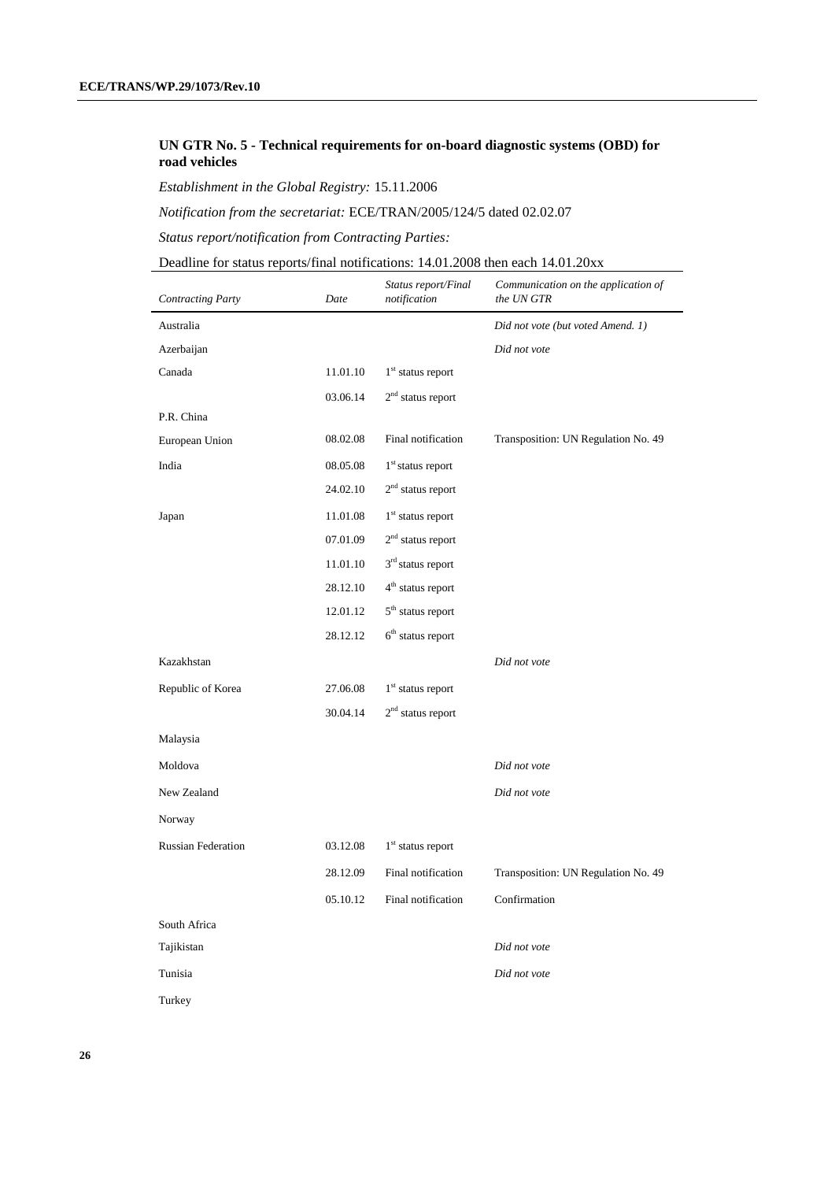## UN GTR No. 5 - Technical requirements for on-board diagnostic systems (OBD) for road vehicles

*Establishment in the Global Registry:* 15.11.2006

*Notification from the secretariat:* ECE/TRAN/2005/124/5 dated 02.02.07

*Status report/notification from Contracting Parties:*

Deadline for status reports/final notifications: 14.01.2008 then each 14.01.20xx

| *Contracting Party* | *Date* | *Status report/Final notification* | *Communication on the application of the UN GTR* |
|---|---|---|---|
| Australia | | | *Did not vote (but voted Amend. 1)* |
| Azerbaijan | | | *Did not vote* |
| Canada | 11.01.10 | 1st status report | |
| | 03.06.14 | 2nd status report | |
| P.R. China | | | |
| European Union | 08.02.08 | Final notification | Transposition: UN Regulation No. 49 |
| India | 08.05.08 | 1st status report | |
| | 24.02.10 | 2nd status report | |
| Japan | 11.01.08 | 1st status report | |
| | 07.01.09 | 2nd status report | |
| | 11.01.10 | 3rd status report | |
| | 28.12.10 | 4th status report | |
| | 12.01.12 | 5th status report | |
| | 28.12.12 | 6th status report | |
| Kazakhstan | | | *Did not vote* |
| Republic of Korea | 27.06.08 | 1st status report | |
| | 30.04.14 | 2nd status report | |
| Malaysia | | | |
| Moldova | | | *Did not vote* |
| New Zealand | | | *Did not vote* |
| Norway | | | |
| Russian Federation | 03.12.08 | 1st status report | |
| | 28.12.09 | Final notification | Transposition: UN Regulation No. 49 |
| | 05.10.12 | Final notification | Confirmation |
| South Africa | | | |
| Tajikistan | | | *Did not vote* |
| Tunisia | | | *Did not vote* |
| Turkey | | | |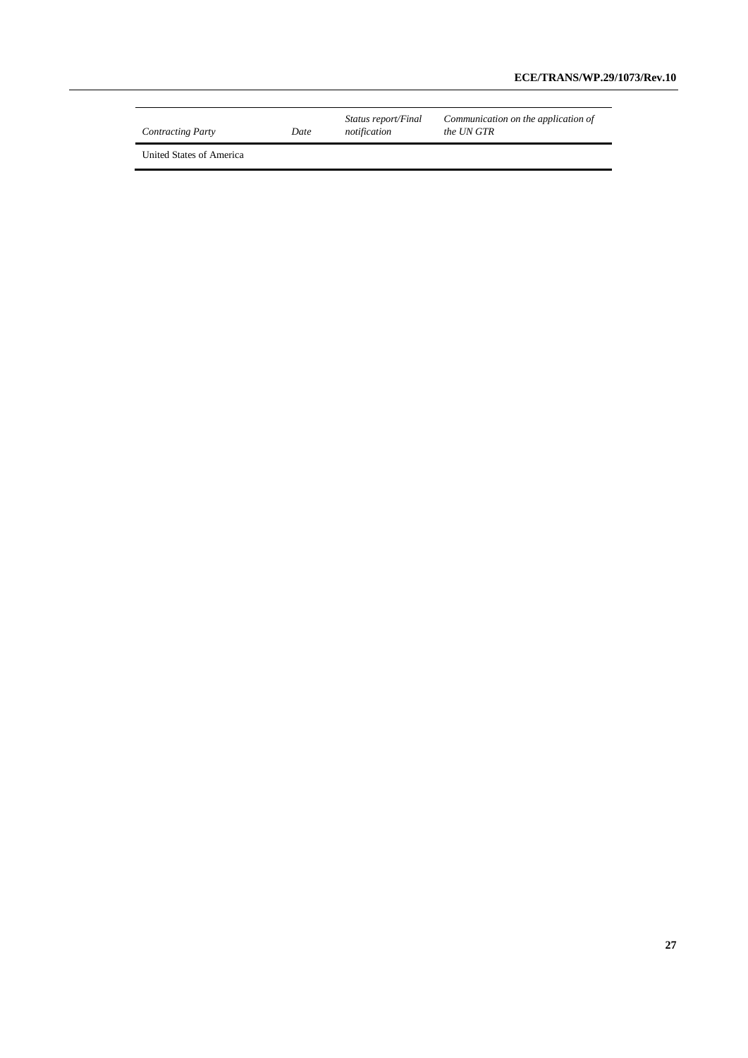| *Contracting Party* | *Date* | *Status report/Final notification* | *Communication on the application of the UN GTR* |
|---|---|---|---|
| United States of America | | | |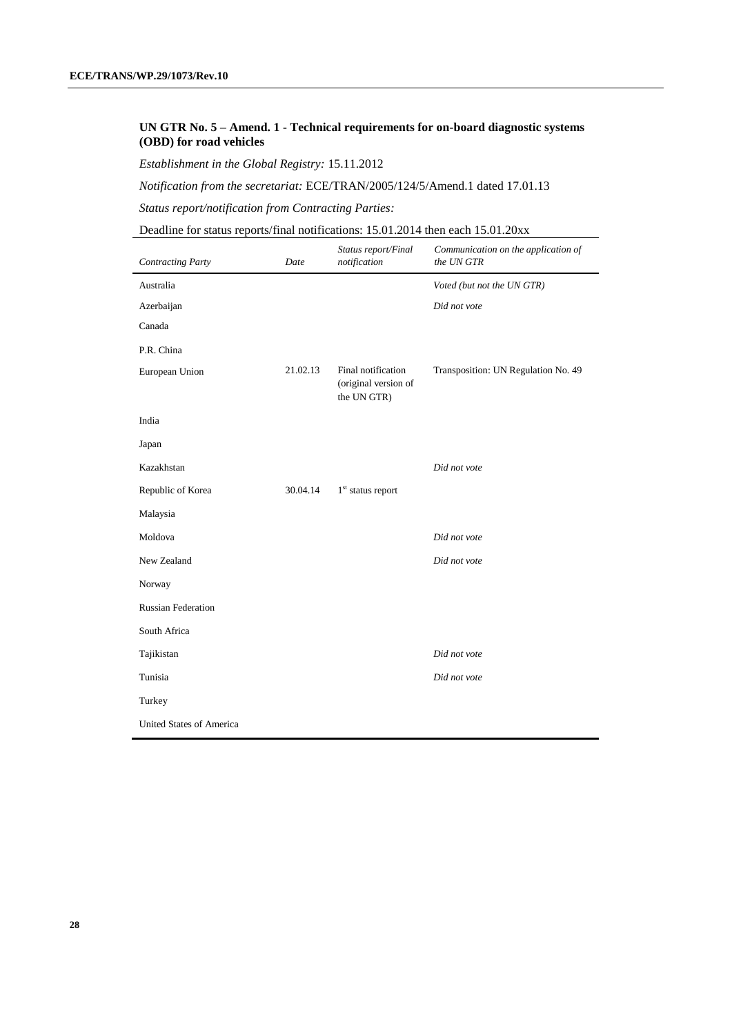### UN GTR No. 5 – Amend. 1 - Technical requirements for on-board diagnostic systems (OBD) for road vehicles

*Establishment in the Global Registry:* 15.11.2012

*Notification from the secretariat:* ECE/TRAN/2005/124/5/Amend.1 dated 17.01.13

*Status report/notification from Contracting Parties:*

Deadline for status reports/final notifications: 15.01.2014 then each 15.01.20xx

| *Contracting Party* | *Date* | *Status report/Final notification* | *Communication on the application of the UN GTR* |
|---|---|---|---|
| Australia | | | *Voted (but not the UN GTR)* |
| Azerbaijan | | | *Did not vote* |
| Canada | | | |
| P.R. China | | | |
| European Union | 21.02.13 | Final notification (original version of the UN GTR) | Transposition: UN Regulation No. 49 |
| India | | | |
| Japan | | | |
| Kazakhstan | | | *Did not vote* |
| Republic of Korea | 30.04.14 | 1st status report | |
| Malaysia | | | |
| Moldova | | | *Did not vote* |
| New Zealand | | | *Did not vote* |
| Norway | | | |
| Russian Federation | | | |
| South Africa | | | |
| Tajikistan | | | *Did not vote* |
| Tunisia | | | *Did not vote* |
| Turkey | | | |
| United States of America | | | |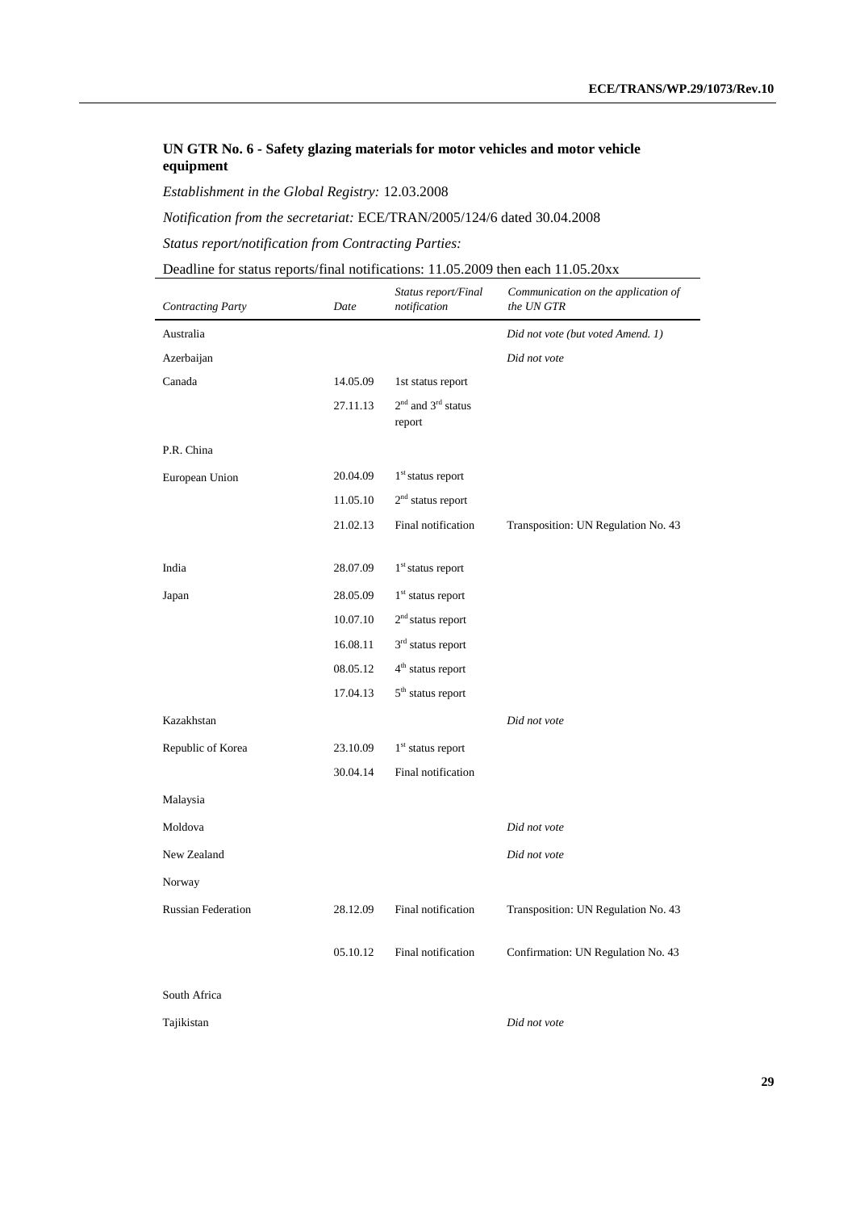### UN GTR No. 6 - Safety glazing materials for motor vehicles and motor vehicle equipment

*Establishment in the Global Registry:* 12.03.2008

*Notification from the secretariat:* ECE/TRAN/2005/124/6 dated 30.04.2008

*Status report/notification from Contracting Parties:*

Deadline for status reports/final notifications: 11.05.2009 then each 11.05.20xx

| *Contracting Party* | *Date* | *Status report/Final notification* | *Communication on the application of the UN GTR* |
|---|---|---|---|
| Australia | | | *Did not vote (but voted Amend. 1)* |
| Azerbaijan | | | *Did not vote* |
| Canada | 14.05.09 | 1st status report | |
| | 27.11.13 | 2nd and 3rd status report | |
| P.R. China | | | |
| European Union | 20.04.09 | 1st status report | |
| | 11.05.10 | 2nd status report | |
| | 21.02.13 | Final notification | Transposition: UN Regulation No. 43 |
| India | 28.07.09 | 1st status report | |
| Japan | 28.05.09 | 1st status report | |
| | 10.07.10 | 2nd status report | |
| | 16.08.11 | 3rd status report | |
| | 08.05.12 | 4th status report | |
| | 17.04.13 | 5th status report | |
| Kazakhstan | | | *Did not vote* |
| Republic of Korea | 23.10.09 | 1st status report | |
| | 30.04.14 | Final notification | |
| Malaysia | | | |
| Moldova | | | *Did not vote* |
| New Zealand | | | *Did not vote* |
| Norway | | | |
| Russian Federation | 28.12.09 | Final notification | Transposition: UN Regulation No. 43 |
| | 05.10.12 | Final notification | Confirmation: UN Regulation No. 43 |
| South Africa | | | |
| Tajikistan | | | *Did not vote* |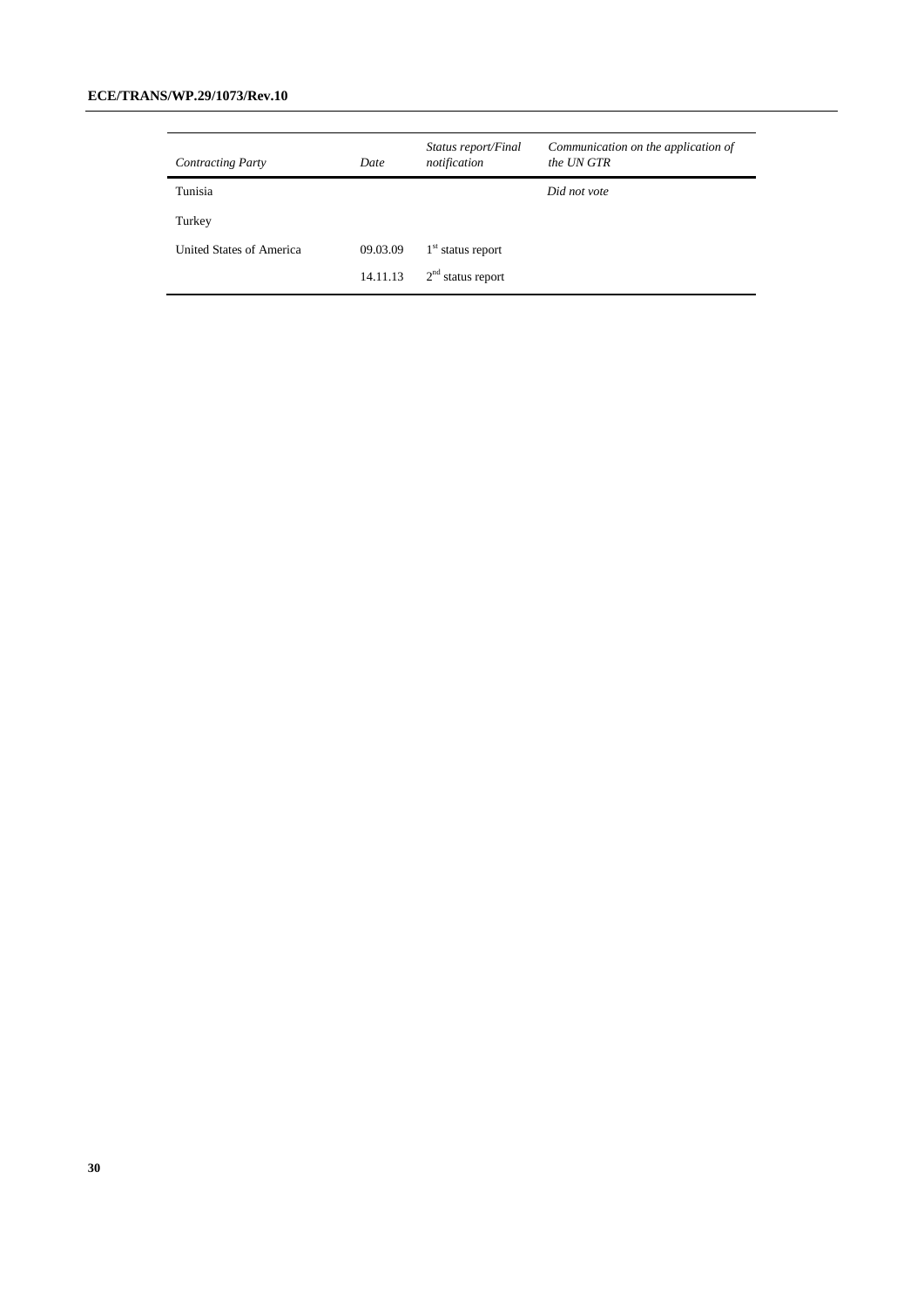| *Contracting Party* | *Date* | *Status report/Final notification* | *Communication on the application of the UN GTR* |
| --- | --- | --- | --- |
| Tunisia | | | *Did not vote* |
| Turkey | | | |
| United States of America | 09.03.09 | 1st status report | |
| | 14.11.13 | 2nd status report | |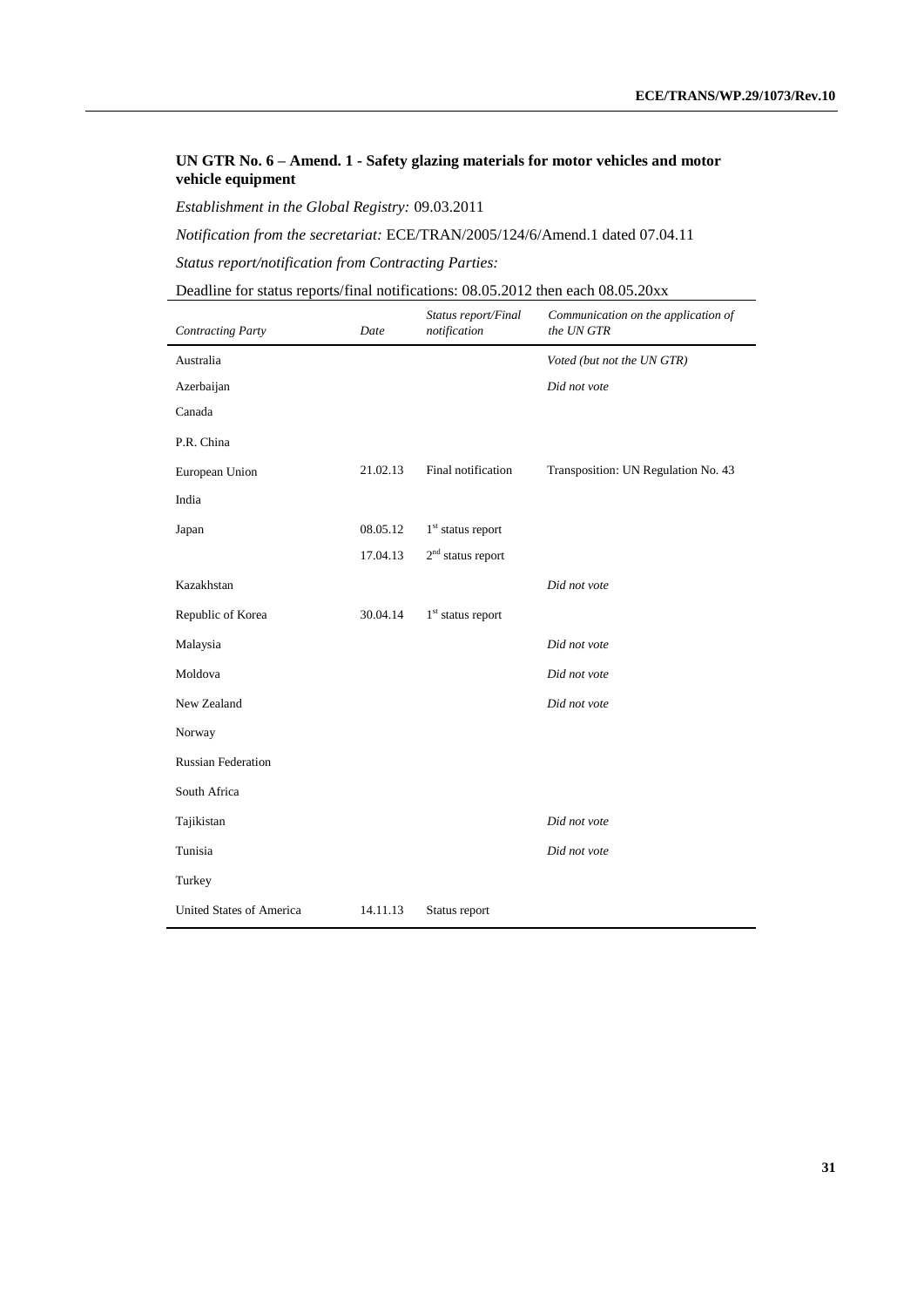### UN GTR No. 6 – Amend. 1 - Safety glazing materials for motor vehicles and motor vehicle equipment

*Establishment in the Global Registry:* 09.03.2011

*Notification from the secretariat:* ECE/TRAN/2005/124/6/Amend.1 dated 07.04.11

*Status report/notification from Contracting Parties:*

Deadline for status reports/final notifications: 08.05.2012 then each 08.05.20xx

| *Contracting Party* | *Date* | *Status report/Final notification* | *Communication on the application of the UN GTR* |
|---|---|---|---|
| Australia | | | *Voted (but not the UN GTR)* |
| Azerbaijan | | | *Did not vote* |
| Canada | | | |
| P.R. China | | | |
| European Union | 21.02.13 | Final notification | Transposition: UN Regulation No. 43 |
| India | | | |
| Japan | 08.05.12 | 1st status report | |
| | 17.04.13 | 2nd status report | |
| Kazakhstan | | | *Did not vote* |
| Republic of Korea | 30.04.14 | 1st status report | |
| Malaysia | | | *Did not vote* |
| Moldova | | | *Did not vote* |
| New Zealand | | | *Did not vote* |
| Norway | | | |
| Russian Federation | | | |
| South Africa | | | |
| Tajikistan | | | *Did not vote* |
| Tunisia | | | *Did not vote* |
| Turkey | | | |
| United States of America | 14.11.13 | Status report | |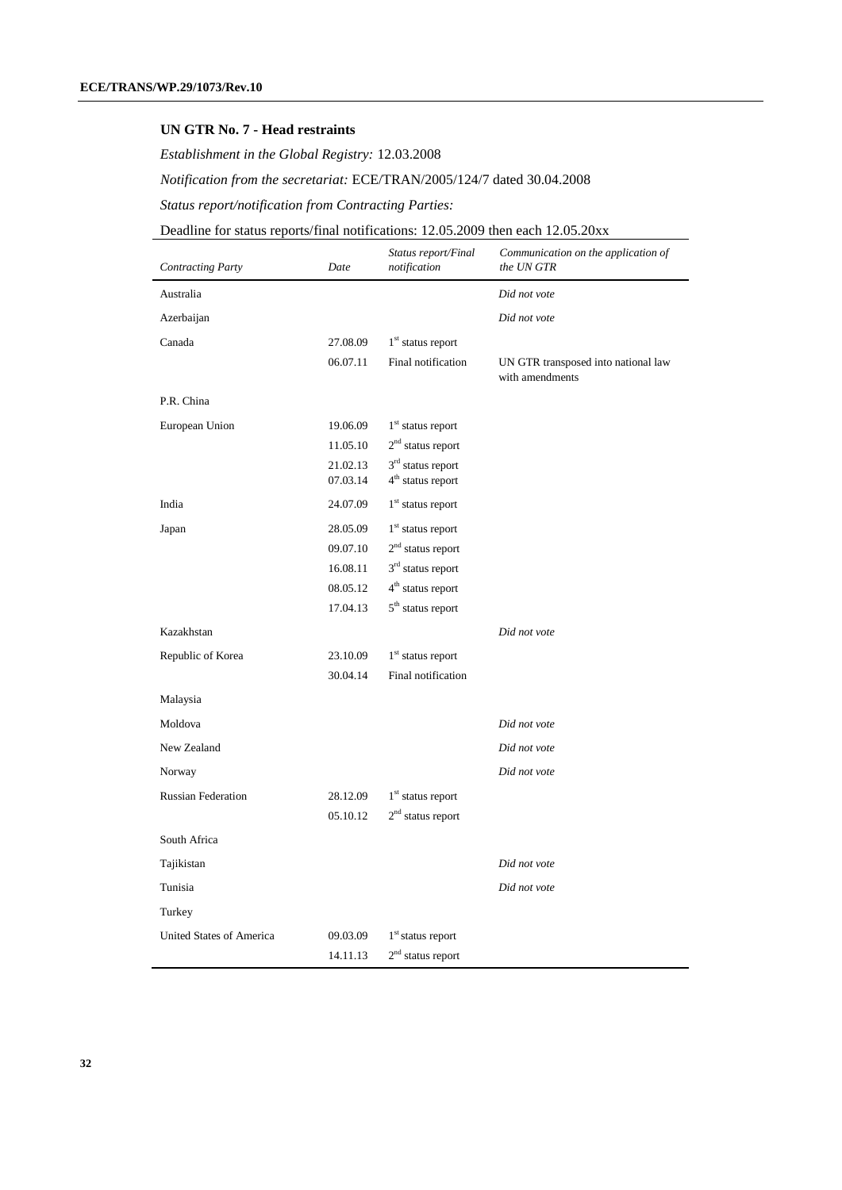## UN GTR No. 7 - Head restraints

*Establishment in the Global Registry:* 12.03.2008

*Notification from the secretariat:* ECE/TRAN/2005/124/7 dated 30.04.2008

*Status report/notification from Contracting Parties:*

Deadline for status reports/final notifications: 12.05.2009 then each 12.05.20xx

| *Contracting Party* | *Date* | *Status report/Final notification* | *Communication on the application of the UN GTR* |
|---|---|---|---|
| Australia | | | *Did not vote* |
| Azerbaijan | | | *Did not vote* |
| Canada | 27.08.09 | 1st status report | |
| | 06.07.11 | Final notification | UN GTR transposed into national law with amendments |
| P.R. China | | | |
| European Union | 19.06.09 | 1st status report | |
| | 11.05.10 | 2nd status report | |
| | 21.02.13 | 3rd status report | |
| | 07.03.14 | 4th status report | |
| India | 24.07.09 | 1st status report | |
| Japan | 28.05.09 | 1st status report | |
| | 09.07.10 | 2nd status report | |
| | 16.08.11 | 3rd status report | |
| | 08.05.12 | 4th status report | |
| | 17.04.13 | 5th status report | |
| Kazakhstan | | | *Did not vote* |
| Republic of Korea | 23.10.09 | 1st status report | |
| | 30.04.14 | Final notification | |
| Malaysia | | | |
| Moldova | | | *Did not vote* |
| New Zealand | | | *Did not vote* |
| Norway | | | *Did not vote* |
| Russian Federation | 28.12.09 | 1st status report | |
| | 05.10.12 | 2nd status report | |
| South Africa | | | |
| Tajikistan | | | *Did not vote* |
| Tunisia | | | *Did not vote* |
| Turkey | | | |
| United States of America | 09.03.09 | 1st status report | |
| | 14.11.13 | 2nd status report | |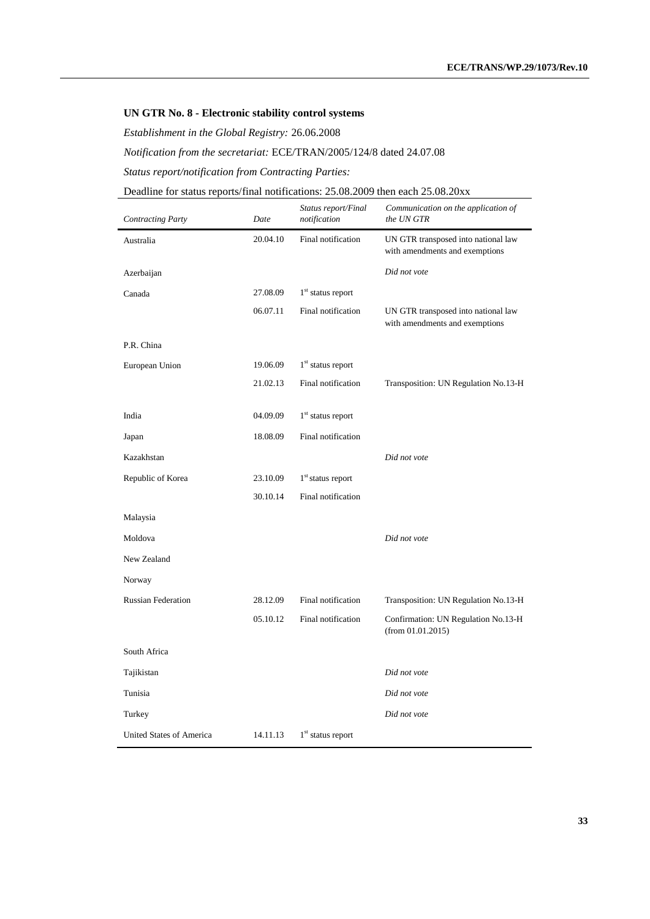### UN GTR No. 8 - Electronic stability control systems

*Establishment in the Global Registry:* 26.06.2008

*Notification from the secretariat:* ECE/TRAN/2005/124/8 dated 24.07.08

*Status report/notification from Contracting Parties:*

Deadline for status reports/final notifications: 25.08.2009 then each 25.08.20xx

| *Contracting Party* | *Date* | *Status report/Final notification* | *Communication on the application of the UN GTR* |
|---|---|---|---|
| Australia | 20.04.10 | Final notification | UN GTR transposed into national law with amendments and exemptions |
| Azerbaijan | | | *Did not vote* |
| Canada | 27.08.09 | 1st status report | |
| | 06.07.11 | Final notification | UN GTR transposed into national law with amendments and exemptions |
| P.R. China | | | |
| European Union | 19.06.09 | 1st status report | |
| | 21.02.13 | Final notification | Transposition: UN Regulation No.13-H |
| India | 04.09.09 | 1st status report | |
| Japan | 18.08.09 | Final notification | |
| Kazakhstan | | | *Did not vote* |
| Republic of Korea | 23.10.09 | 1st status report | |
| | 30.10.14 | Final notification | |
| Malaysia | | | |
| Moldova | | | *Did not vote* |
| New Zealand | | | |
| Norway | | | |
| Russian Federation | 28.12.09 | Final notification | Transposition: UN Regulation No.13-H |
| | 05.10.12 | Final notification | Confirmation: UN Regulation No.13-H (from 01.01.2015) |
| South Africa | | | |
| Tajikistan | | | *Did not vote* |
| Tunisia | | | *Did not vote* |
| Turkey | | | *Did not vote* |
| United States of America | 14.11.13 | 1st status report | |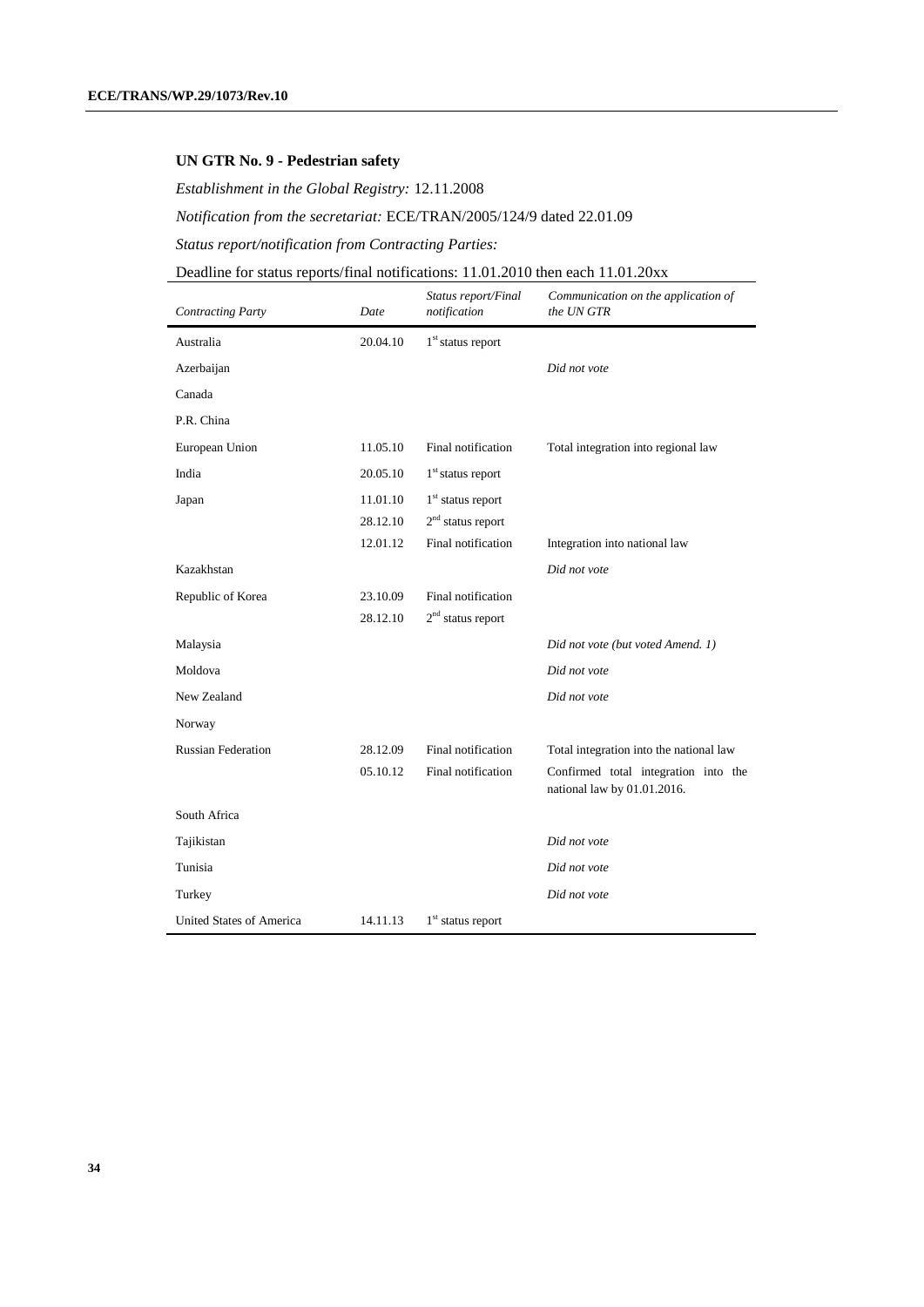## UN GTR No. 9 - Pedestrian safety

*Establishment in the Global Registry:* 12.11.2008

*Notification from the secretariat:* ECE/TRAN/2005/124/9 dated 22.01.09

*Status report/notification from Contracting Parties:*

Deadline for status reports/final notifications: 11.01.2010 then each 11.01.20xx

| *Contracting Party* | *Date* | *Status report/Final notification* | *Communication on the application of the UN GTR* |
|---|---|---|---|
| Australia | 20.04.10 | 1st status report | |
| Azerbaijan | | | *Did not vote* |
| Canada | | | |
| P.R. China | | | |
| European Union | 11.05.10 | Final notification | Total integration into regional law |
| India | 20.05.10 | 1st status report | |
| Japan | 11.01.10 | 1st status report | |
| | 28.12.10 | 2nd status report | |
| | 12.01.12 | Final notification | Integration into national law |
| Kazakhstan | | | *Did not vote* |
| Republic of Korea | 23.10.09 | Final notification | |
| | 28.12.10 | 2nd status report | |
| Malaysia | | | *Did not vote (but voted Amend. 1)* |
| Moldova | | | *Did not vote* |
| New Zealand | | | *Did not vote* |
| Norway | | | |
| Russian Federation | 28.12.09 | Final notification | Total integration into the national law |
| | 05.10.12 | Final notification | Confirmed total integration into the national law by 01.01.2016. |
| South Africa | | | |
| Tajikistan | | | *Did not vote* |
| Tunisia | | | *Did not vote* |
| Turkey | | | *Did not vote* |
| United States of America | 14.11.13 | 1st status report | |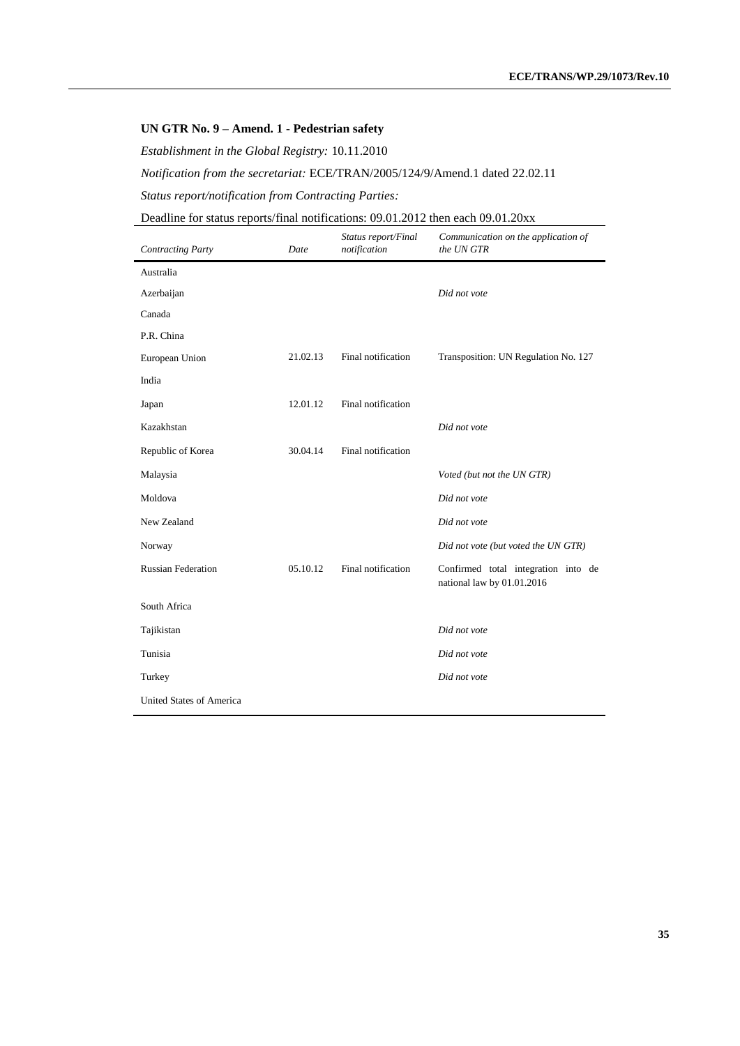### UN GTR No. 9 – Amend. 1 - Pedestrian safety

*Establishment in the Global Registry:* 10.11.2010

*Notification from the secretariat:* ECE/TRAN/2005/124/9/Amend.1 dated 22.02.11

*Status report/notification from Contracting Parties:*

Deadline for status reports/final notifications: 09.01.2012 then each 09.01.20xx

| *Contracting Party* | *Date* | *Status report/Final notification* | *Communication on the application of the UN GTR* |
|---|---|---|---|
| Australia | | | |
| Azerbaijan | | | *Did not vote* |
| Canada | | | |
| P.R. China | | | |
| European Union | 21.02.13 | Final notification | Transposition: UN Regulation No. 127 |
| India | | | |
| Japan | 12.01.12 | Final notification | |
| Kazakhstan | | | *Did not vote* |
| Republic of Korea | 30.04.14 | Final notification | |
| Malaysia | | | *Voted (but not the UN GTR)* |
| Moldova | | | *Did not vote* |
| New Zealand | | | *Did not vote* |
| Norway | | | *Did not vote (but voted the UN GTR)* |
| Russian Federation | 05.10.12 | Final notification | Confirmed total integration into de national law by 01.01.2016 |
| South Africa | | | |
| Tajikistan | | | *Did not vote* |
| Tunisia | | | *Did not vote* |
| Turkey | | | *Did not vote* |
| United States of America | | | |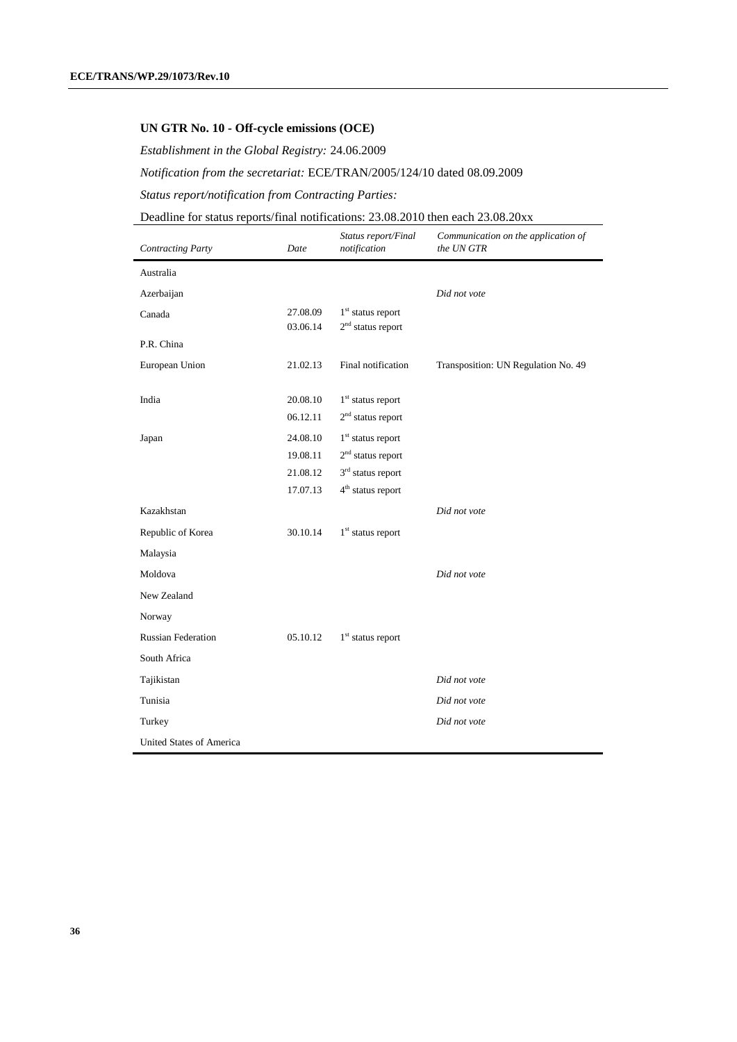### UN GTR No. 10 - Off-cycle emissions (OCE)

*Establishment in the Global Registry:* 24.06.2009

*Notification from the secretariat:* ECE/TRAN/2005/124/10 dated 08.09.2009

*Status report/notification from Contracting Parties:*

Deadline for status reports/final notifications: 23.08.2010 then each 23.08.20xx

| *Contracting Party* | *Date* | *Status report/Final notification* | *Communication on the application of the UN GTR* |
|---|---|---|---|
| Australia | | | |
| Azerbaijan | | | *Did not vote* |
| Canada | 27.08.09<br>03.06.14 | 1st status report<br>2nd status report | |
| P.R. China | | | |
| European Union | 21.02.13 | Final notification | Transposition: UN Regulation No. 49 |
| India | 20.08.10<br>06.12.11 | 1st status report<br>2nd status report | |
| Japan | 24.08.10<br>19.08.11<br>21.08.12<br>17.07.13 | 1st status report<br>2nd status report<br>3rd status report<br>4th status report | |
| Kazakhstan | | | *Did not vote* |
| Republic of Korea | 30.10.14 | 1st status report | |
| Malaysia | | | |
| Moldova | | | *Did not vote* |
| New Zealand | | | |
| Norway | | | |
| Russian Federation | 05.10.12 | 1st status report | |
| South Africa | | | |
| Tajikistan | | | *Did not vote* |
| Tunisia | | | *Did not vote* |
| Turkey | | | *Did not vote* |
| United States of America | | | |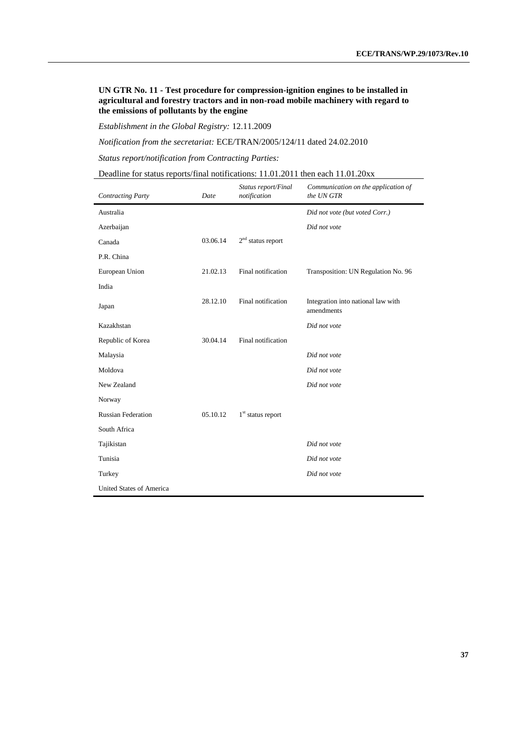**UN GTR No. 11 - Test procedure for compression-ignition engines to be installed in agricultural and forestry tractors and in non-road mobile machinery with regard to the emissions of pollutants by the engine**

*Establishment in the Global Registry:* 12.11.2009

*Notification from the secretariat:* ECE/TRAN/2005/124/11 dated 24.02.2010

*Status report/notification from Contracting Parties:*

Deadline for status reports/final notifications: 11.01.2011 then each 11.01.20xx

| *Contracting Party* | *Date* | *Status report/Final notification* | *Communication on the application of the UN GTR* |
|---|---|---|---|
| Australia | | | *Did not vote (but voted Corr.)* |
| Azerbaijan | | | *Did not vote* |
| Canada | 03.06.14 | 2nd status report | |
| P.R. China | | | |
| European Union | 21.02.13 | Final notification | Transposition: UN Regulation No. 96 |
| India | | | |
| Japan | 28.12.10 | Final notification | Integration into national law with amendments |
| Kazakhstan | | | *Did not vote* |
| Republic of Korea | 30.04.14 | Final notification | |
| Malaysia | | | *Did not vote* |
| Moldova | | | *Did not vote* |
| New Zealand | | | *Did not vote* |
| Norway | | | |
| Russian Federation | 05.10.12 | 1st status report | |
| South Africa | | | |
| Tajikistan | | | *Did not vote* |
| Tunisia | | | *Did not vote* |
| Turkey | | | *Did not vote* |
| United States of America | | | |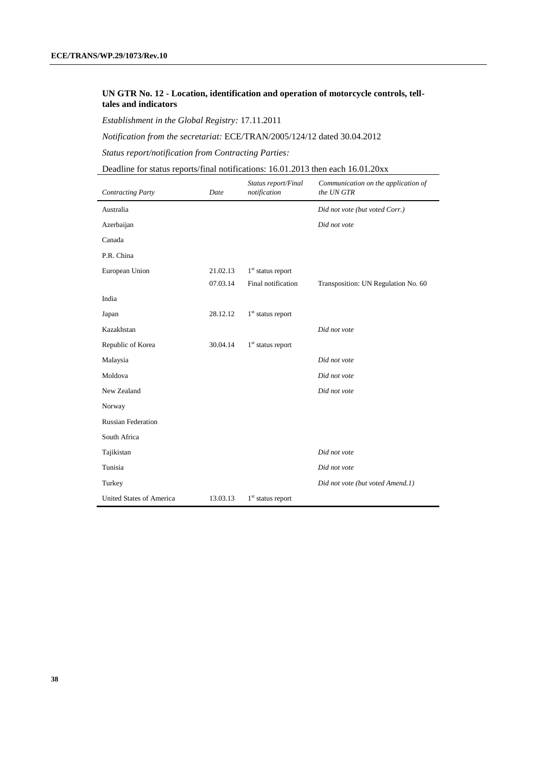### UN GTR No. 12 - Location, identification and operation of motorcycle controls, tell-tales and indicators

*Establishment in the Global Registry:* 17.11.2011

*Notification from the secretariat:* ECE/TRAN/2005/124/12 dated 30.04.2012

*Status report/notification from Contracting Parties:*

Deadline for status reports/final notifications: 16.01.2013 then each 16.01.20xx

| *Contracting Party* | *Date* | *Status report/Final notification* | *Communication on the application of the UN GTR* |
|---|---|---|---|
| Australia | | | *Did not vote (but voted Corr.)* |
| Azerbaijan | | | *Did not vote* |
| Canada | | | |
| P.R. China | | | |
| European Union | 21.02.13 | 1st status report | |
| | 07.03.14 | Final notification | Transposition: UN Regulation No. 60 |
| India | | | |
| Japan | 28.12.12 | 1st status report | |
| Kazakhstan | | | *Did not vote* |
| Republic of Korea | 30.04.14 | 1st status report | |
| Malaysia | | | *Did not vote* |
| Moldova | | | *Did not vote* |
| New Zealand | | | *Did not vote* |
| Norway | | | |
| Russian Federation | | | |
| South Africa | | | |
| Tajikistan | | | *Did not vote* |
| Tunisia | | | *Did not vote* |
| Turkey | | | *Did not vote (but voted Amend.1)* |
| United States of America | 13.03.13 | 1st status report | |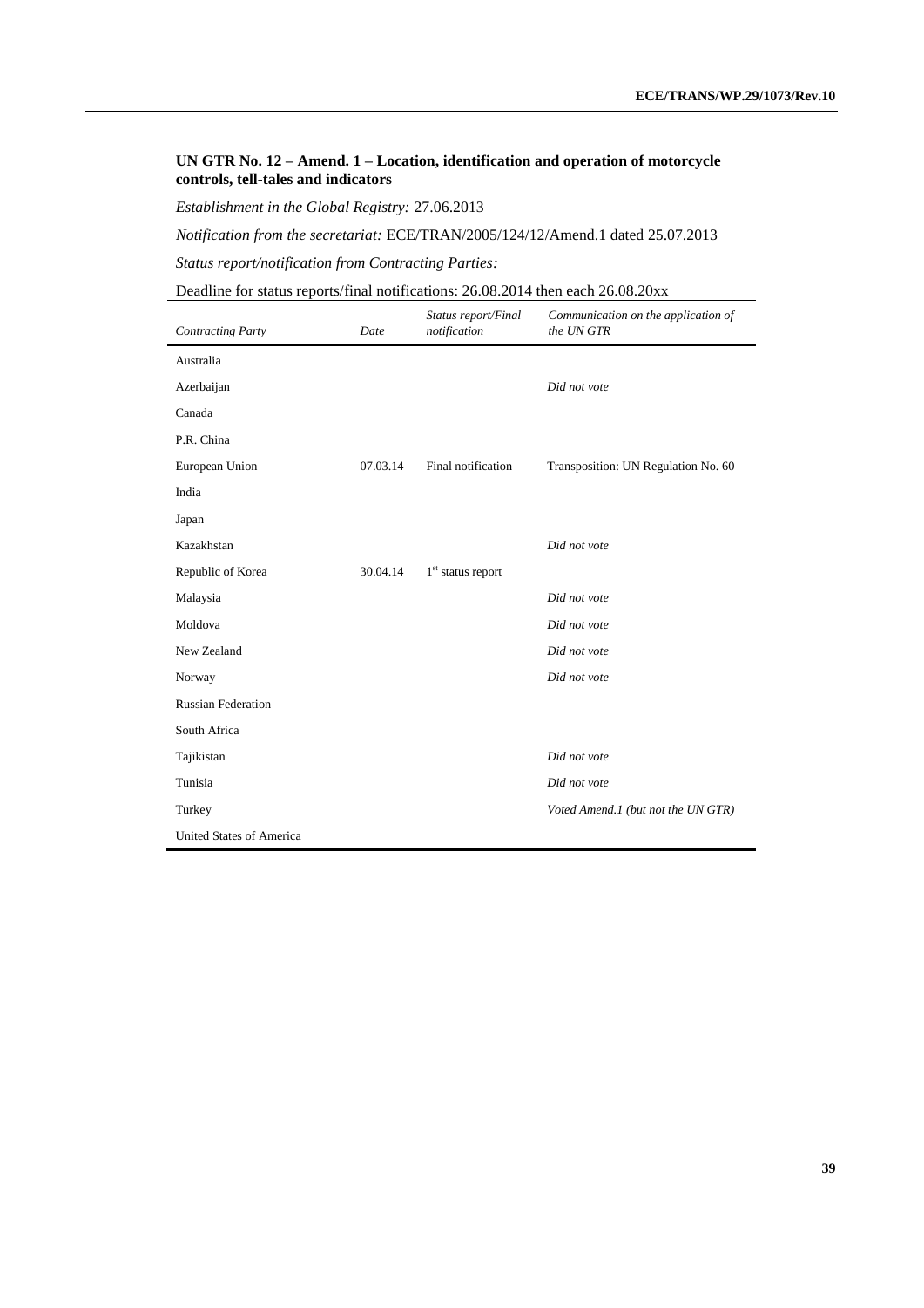### UN GTR No. 12 – Amend. 1 – Location, identification and operation of motorcycle controls, tell-tales and indicators

*Establishment in the Global Registry:* 27.06.2013

*Notification from the secretariat:* ECE/TRAN/2005/124/12/Amend.1 dated 25.07.2013

*Status report/notification from Contracting Parties:*

Deadline for status reports/final notifications: 26.08.2014 then each 26.08.20xx

| *Contracting Party* | *Date* | *Status report/Final notification* | *Communication on the application of the UN GTR* |
|---|---|---|---|
| Australia | | | |
| Azerbaijan | | | *Did not vote* |
| Canada | | | |
| P.R. China | | | |
| European Union | 07.03.14 | Final notification | Transposition: UN Regulation No. 60 |
| India | | | |
| Japan | | | |
| Kazakhstan | | | *Did not vote* |
| Republic of Korea | 30.04.14 | 1st status report | |
| Malaysia | | | *Did not vote* |
| Moldova | | | *Did not vote* |
| New Zealand | | | *Did not vote* |
| Norway | | | *Did not vote* |
| Russian Federation | | | |
| South Africa | | | |
| Tajikistan | | | *Did not vote* |
| Tunisia | | | *Did not vote* |
| Turkey | | | *Voted Amend.1 (but not the UN GTR)* |
| United States of America | | | |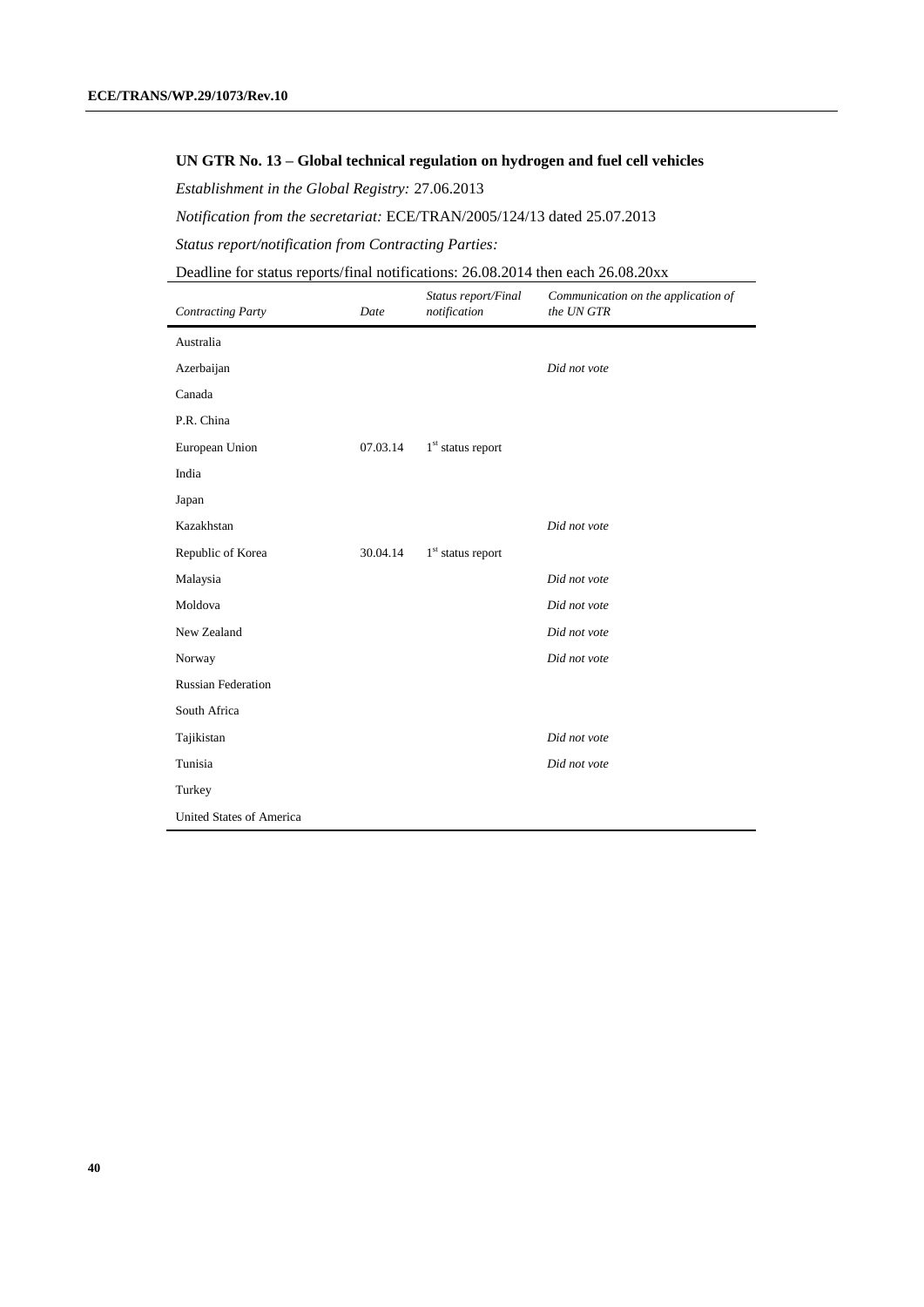### UN GTR No. 13 – Global technical regulation on hydrogen and fuel cell vehicles

*Establishment in the Global Registry:* 27.06.2013

*Notification from the secretariat:* ECE/TRAN/2005/124/13 dated 25.07.2013

*Status report/notification from Contracting Parties:*

Deadline for status reports/final notifications: 26.08.2014 then each 26.08.20xx

| *Contracting Party* | *Date* | *Status report/Final notification* | *Communication on the application of the UN GTR* |
|---|---|---|---|
| Australia | | | |
| Azerbaijan | | | *Did not vote* |
| Canada | | | |
| P.R. China | | | |
| European Union | 07.03.14 | 1st status report | |
| India | | | |
| Japan | | | |
| Kazakhstan | | | *Did not vote* |
| Republic of Korea | 30.04.14 | 1st status report | |
| Malaysia | | | *Did not vote* |
| Moldova | | | *Did not vote* |
| New Zealand | | | *Did not vote* |
| Norway | | | *Did not vote* |
| Russian Federation | | | |
| South Africa | | | |
| Tajikistan | | | *Did not vote* |
| Tunisia | | | *Did not vote* |
| Turkey | | | |
| United States of America | | | |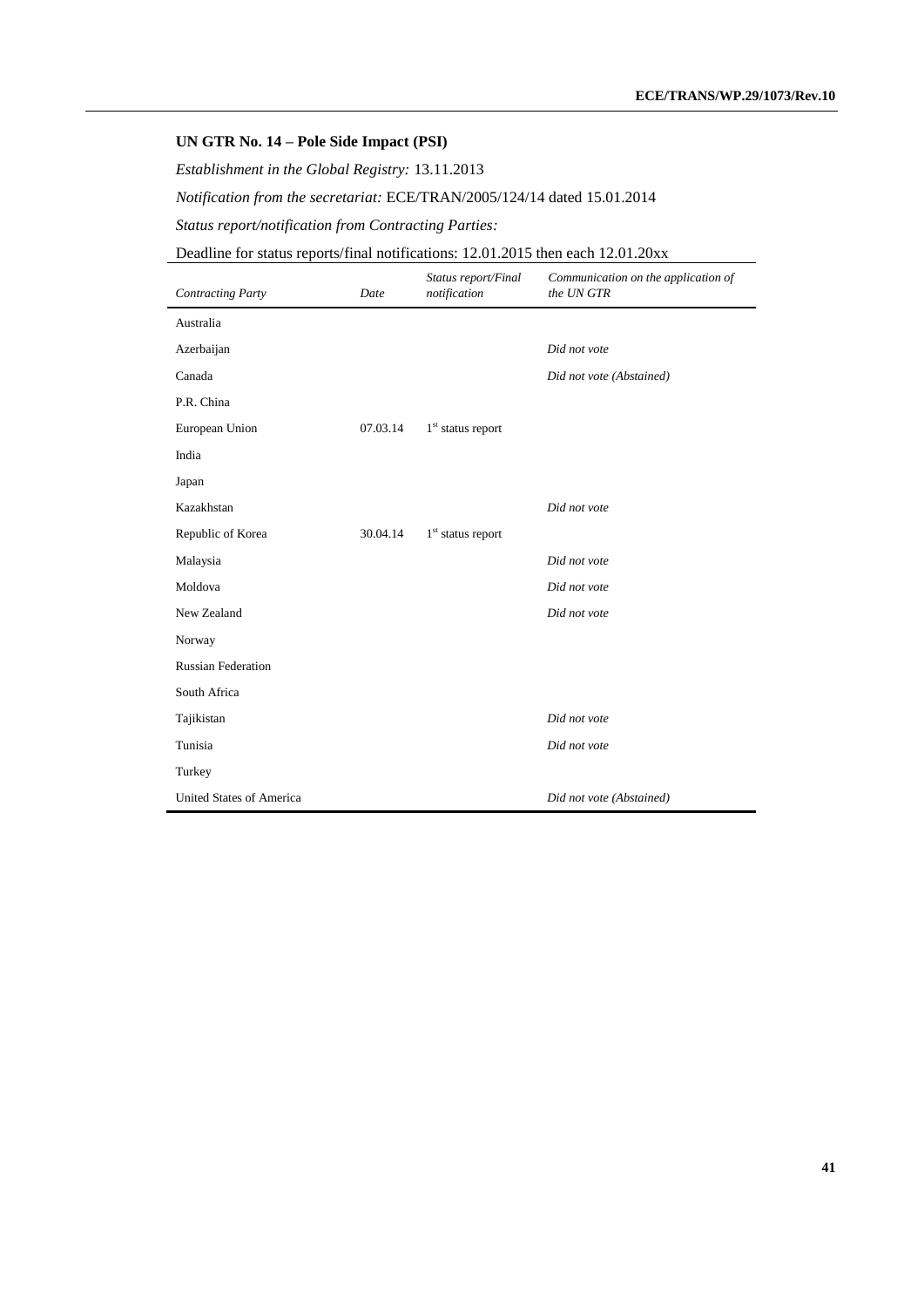**UN GTR No. 14 – Pole Side Impact (PSI)**

*Establishment in the Global Registry:* 13.11.2013

*Notification from the secretariat:* ECE/TRAN/2005/124/14 dated 15.01.2014

*Status report/notification from Contracting Parties:*

Deadline for status reports/final notifications: 12.01.2015 then each 12.01.20xx

| *Contracting Party* | *Date* | *Status report/Final notification* | *Communication on the application of the UN GTR* |
|---|---|---|---|
| Australia | | | |
| Azerbaijan | | | *Did not vote* |
| Canada | | | *Did not vote (Abstained)* |
| P.R. China | | | |
| European Union | 07.03.14 | 1st status report | |
| India | | | |
| Japan | | | |
| Kazakhstan | | | *Did not vote* |
| Republic of Korea | 30.04.14 | 1st status report | |
| Malaysia | | | *Did not vote* |
| Moldova | | | *Did not vote* |
| New Zealand | | | *Did not vote* |
| Norway | | | |
| Russian Federation | | | |
| South Africa | | | |
| Tajikistan | | | *Did not vote* |
| Tunisia | | | *Did not vote* |
| Turkey | | | |
| United States of America | | | *Did not vote (Abstained)* |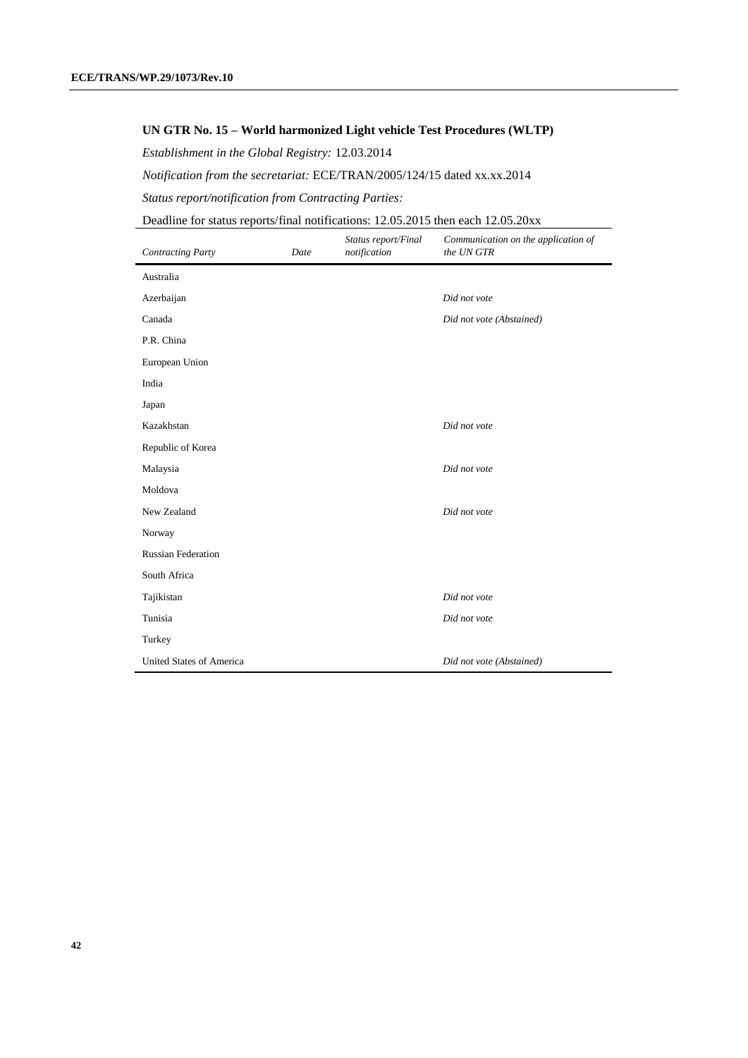**UN GTR No. 15 – World harmonized Light vehicle Test Procedures (WLTP)**

*Establishment in the Global Registry:* 12.03.2014

*Notification from the secretariat:* ECE/TRAN/2005/124/15 dated xx.xx.2014

*Status report/notification from Contracting Parties:*

Deadline for status reports/final notifications: 12.05.2015 then each 12.05.20xx

| *Contracting Party* | *Date* | *Status report/Final notification* | *Communication on the application of the UN GTR* |
|---|---|---|---|
| Australia | | | |
| Azerbaijan | | | *Did not vote* |
| Canada | | | *Did not vote (Abstained)* |
| P.R. China | | | |
| European Union | | | |
| India | | | |
| Japan | | | |
| Kazakhstan | | | *Did not vote* |
| Republic of Korea | | | |
| Malaysia | | | *Did not vote* |
| Moldova | | | |
| New Zealand | | | *Did not vote* |
| Norway | | | |
| Russian Federation | | | |
| South Africa | | | |
| Tajikistan | | | *Did not vote* |
| Tunisia | | | *Did not vote* |
| Turkey | | | |
| United States of America | | | *Did not vote (Abstained)* |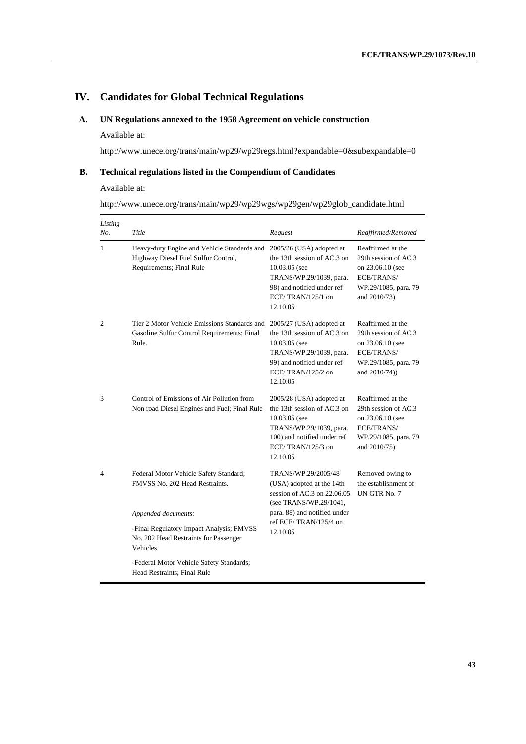# IV. Candidates for Global Technical Regulations

## A. UN Regulations annexed to the 1958 Agreement on vehicle construction

Available at:

http://www.unece.org/trans/main/wp29/wp29regs.html?expandable=0&subexpandable=0

## B. Technical regulations listed in the Compendium of Candidates

Available at:

http://www.unece.org/trans/main/wp29/wp29wgs/wp29gen/wp29glob_candidate.html

| *Listing No.* | *Title* | *Request* | *Reaffirmed/Removed* |
|---|---|---|---|
| 1 | Heavy-duty Engine and Vehicle Standards and Highway Diesel Fuel Sulfur Control, Requirements; Final Rule | 2005/26 (USA) adopted at the 13th session of AC.3 on 10.03.05 (see TRANS/WP.29/1039, para. 98) and notified under ref ECE/ TRAN/125/1 on 12.10.05 | Reaffirmed at the 29th session of AC.3 on 23.06.10 (see ECE/TRANS/ WP.29/1085, para. 79 and 2010/73) |
| 2 | Tier 2 Motor Vehicle Emissions Standards and Gasoline Sulfur Control Requirements; Final Rule. | 2005/27 (USA) adopted at the 13th session of AC.3 on 10.03.05 (see TRANS/WP.29/1039, para. 99) and notified under ref ECE/ TRAN/125/2 on 12.10.05 | Reaffirmed at the 29th session of AC.3 on 23.06.10 (see ECE/TRANS/ WP.29/1085, para. 79 and 2010/74)) |
| 3 | Control of Emissions of Air Pollution from Non road Diesel Engines and Fuel; Final Rule | 2005/28 (USA) adopted at the 13th session of AC.3 on 10.03.05 (see TRANS/WP.29/1039, para. 100) and notified under ref ECE/ TRAN/125/3 on 12.10.05 | Reaffirmed at the 29th session of AC.3 on 23.06.10 (see ECE/TRANS/ WP.29/1085, para. 79 and 2010/75) |
| 4 | Federal Motor Vehicle Safety Standard; FMVSS No. 202 Head Restraints.<br><br>*Appended documents:*<br><br>-Final Regulatory Impact Analysis; FMVSS No. 202 Head Restraints for Passenger Vehicles<br><br>-Federal Motor Vehicle Safety Standards; Head Restraints; Final Rule | TRANS/WP.29/2005/48 (USA) adopted at the 14th session of AC.3 on 22.06.05 (see TRANS/WP.29/1041, para. 88) and notified under ref ECE/ TRAN/125/4 on 12.10.05 | Removed owing to the establishment of UN GTR No. 7 |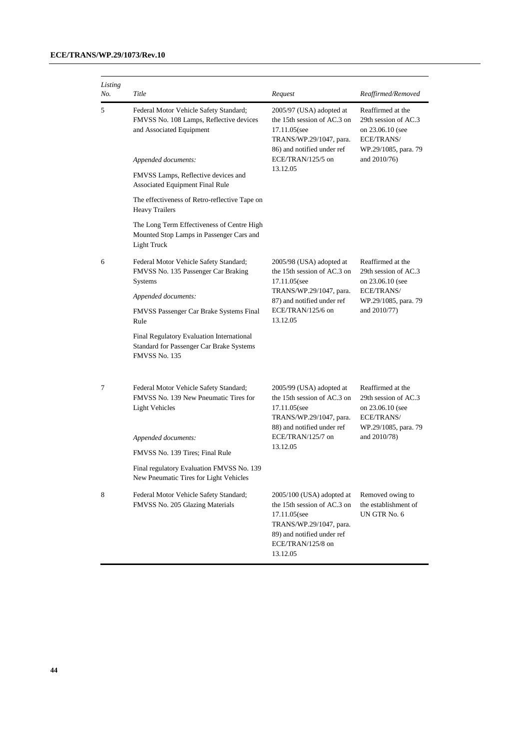| *Listing No.* | *Title* | *Request* | *Reaffirmed/Removed* |
|---|---|---|---|
| 5 | Federal Motor Vehicle Safety Standard; FMVSS No. 108 Lamps, Reflective devices and Associated Equipment<br><br>*Appended documents:*<br><br>FMVSS Lamps, Reflective devices and Associated Equipment Final Rule<br><br>The effectiveness of Retro-reflective Tape on Heavy Trailers<br><br>The Long Term Effectiveness of Centre High Mounted Stop Lamps in Passenger Cars and Light Truck | 2005/97 (USA) adopted at the 15th session of AC.3 on 17.11.05(see TRANS/WP.29/1047, para. 86) and notified under ref ECE/TRAN/125/5 on 13.12.05 | Reaffirmed at the 29th session of AC.3 on 23.06.10 (see ECE/TRANS/ WP.29/1085, para. 79 and 2010/76) |
| 6 | Federal Motor Vehicle Safety Standard; FMVSS No. 135 Passenger Car Braking Systems<br><br>*Appended documents:*<br><br>FMVSS Passenger Car Brake Systems Final Rule<br><br>Final Regulatory Evaluation International Standard for Passenger Car Brake Systems FMVSS No. 135 | 2005/98 (USA) adopted at the 15th session of AC.3 on 17.11.05(see TRANS/WP.29/1047, para. 87) and notified under ref ECE/TRAN/125/6 on 13.12.05 | Reaffirmed at the 29th session of AC.3 on 23.06.10 (see ECE/TRANS/ WP.29/1085, para. 79 and 2010/77) |
| 7 | Federal Motor Vehicle Safety Standard; FMVSS No. 139 New Pneumatic Tires for Light Vehicles<br><br>*Appended documents:*<br><br>FMVSS No. 139 Tires; Final Rule<br><br>Final regulatory Evaluation FMVSS No. 139 New Pneumatic Tires for Light Vehicles | 2005/99 (USA) adopted at the 15th session of AC.3 on 17.11.05(see TRANS/WP.29/1047, para. 88) and notified under ref ECE/TRAN/125/7 on 13.12.05 | Reaffirmed at the 29th session of AC.3 on 23.06.10 (see ECE/TRANS/ WP.29/1085, para. 79 and 2010/78) |
| 8 | Federal Motor Vehicle Safety Standard; FMVSS No. 205 Glazing Materials | 2005/100 (USA) adopted at the 15th session of AC.3 on 17.11.05(see TRANS/WP.29/1047, para. 89) and notified under ref ECE/TRAN/125/8 on 13.12.05 | Removed owing to the establishment of UN GTR No. 6 |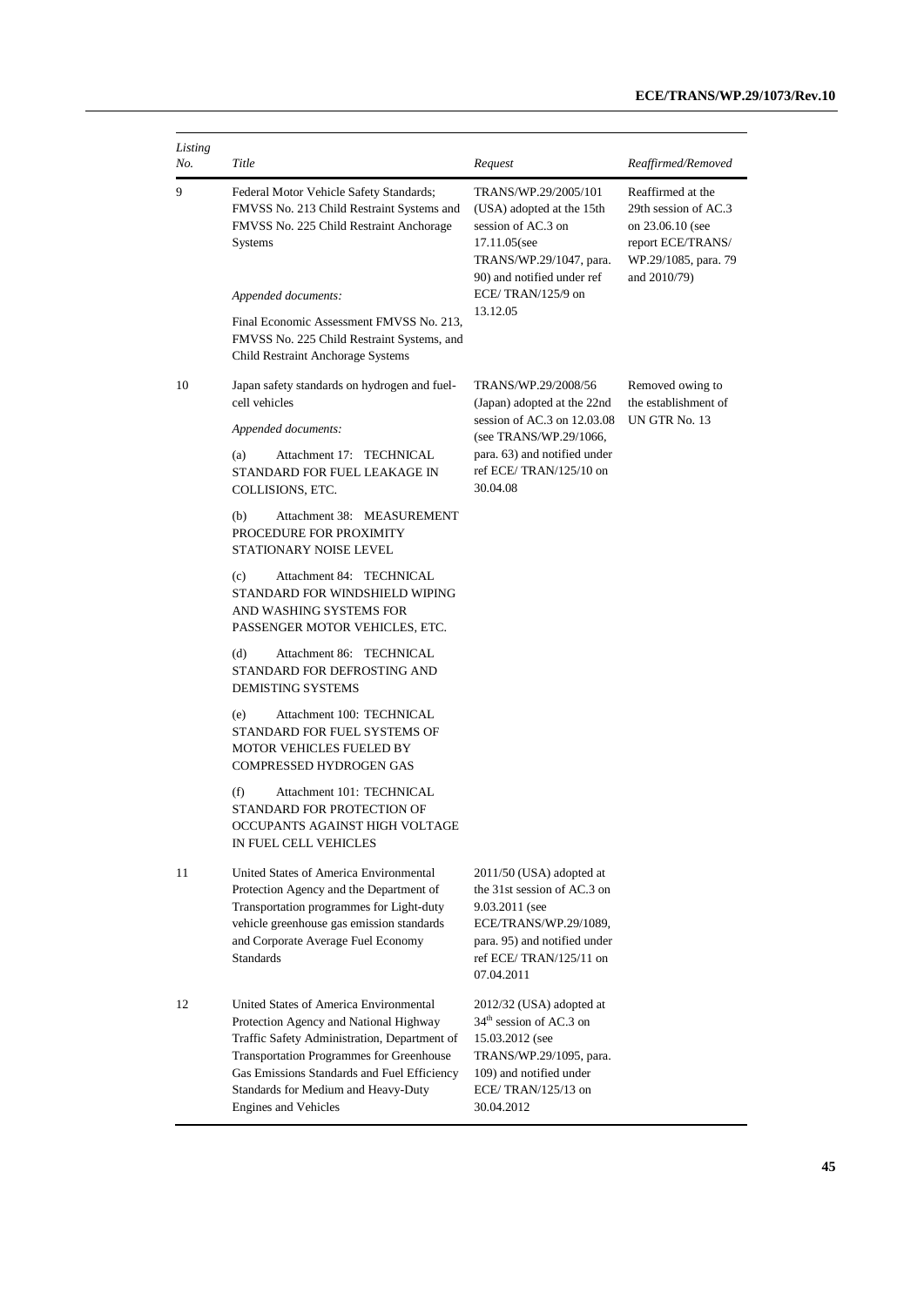| *Listing No.* | *Title* | *Request* | *Reaffirmed/Removed* |
|---|---|---|---|
| 9 | Federal Motor Vehicle Safety Standards; FMVSS No. 213 Child Restraint Systems and FMVSS No. 225 Child Restraint Anchorage Systems<br><br>*Appended documents:*<br><br>Final Economic Assessment FMVSS No. 213, FMVSS No. 225 Child Restraint Systems, and Child Restraint Anchorage Systems | TRANS/WP.29/2005/101 (USA) adopted at the 15th session of AC.3 on 17.11.05(see TRANS/WP.29/1047, para. 90) and notified under ref ECE/ TRAN/125/9 on 13.12.05 | Reaffirmed at the 29th session of AC.3 on 23.06.10 (see report ECE/TRANS/ WP.29/1085, para. 79 and 2010/79) |
| 10 | Japan safety standards on hydrogen and fuel-cell vehicles<br><br>*Appended documents:*<br><br>(a) Attachment 17: TECHNICAL STANDARD FOR FUEL LEAKAGE IN COLLISIONS, ETC.<br><br>(b) Attachment 38: MEASUREMENT PROCEDURE FOR PROXIMITY STATIONARY NOISE LEVEL<br><br>(c) Attachment 84: TECHNICAL STANDARD FOR WINDSHIELD WIPING AND WASHING SYSTEMS FOR PASSENGER MOTOR VEHICLES, ETC.<br><br>(d) Attachment 86: TECHNICAL STANDARD FOR DEFROSTING AND DEMISTING SYSTEMS<br><br>(e) Attachment 100: TECHNICAL STANDARD FOR FUEL SYSTEMS OF MOTOR VEHICLES FUELED BY COMPRESSED HYDROGEN GAS<br><br>(f) Attachment 101: TECHNICAL STANDARD FOR PROTECTION OF OCCUPANTS AGAINST HIGH VOLTAGE IN FUEL CELL VEHICLES | TRANS/WP.29/2008/56 (Japan) adopted at the 22nd session of AC.3 on 12.03.08 (see TRANS/WP.29/1066, para. 63) and notified under ref ECE/ TRAN/125/10 on 30.04.08 | Removed owing to the establishment of UN GTR No. 13 |
| 11 | United States of America Environmental Protection Agency and the Department of Transportation programmes for Light-duty vehicle greenhouse gas emission standards and Corporate Average Fuel Economy Standards | 2011/50 (USA) adopted at the 31st session of AC.3 on 9.03.2011 (see ECE/TRANS/WP.29/1089, para. 95) and notified under ref ECE/ TRAN/125/11 on 07.04.2011 | |
| 12 | United States of America Environmental Protection Agency and National Highway Traffic Safety Administration, Department of Transportation Programmes for Greenhouse Gas Emissions Standards and Fuel Efficiency Standards for Medium and Heavy-Duty Engines and Vehicles | 2012/32 (USA) adopted at 34th session of AC.3 on 15.03.2012 (see TRANS/WP.29/1095, para. 109) and notified under ECE/ TRAN/125/13 on 30.04.2012 | |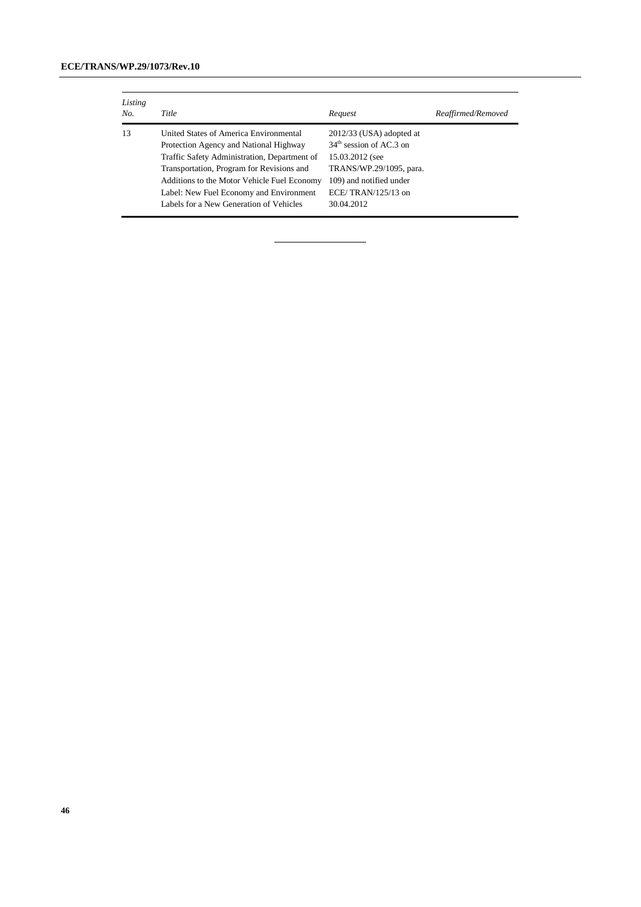| *Listing No.* | *Title* | *Request* | *Reaffirmed/Removed* |
|---|---|---|---|
| 13 | United States of America Environmental Protection Agency and National Highway Traffic Safety Administration, Department of Transportation, Program for Revisions and Additions to the Motor Vehicle Fuel Economy Label: New Fuel Economy and Environment Labels for a New Generation of Vehicles | 2012/33 (USA) adopted at 34th session of AC.3 on 15.03.2012 (see TRANS/WP.29/1095, para. 109) and notified under ECE/ TRAN/125/13 on 30.04.2012 | |